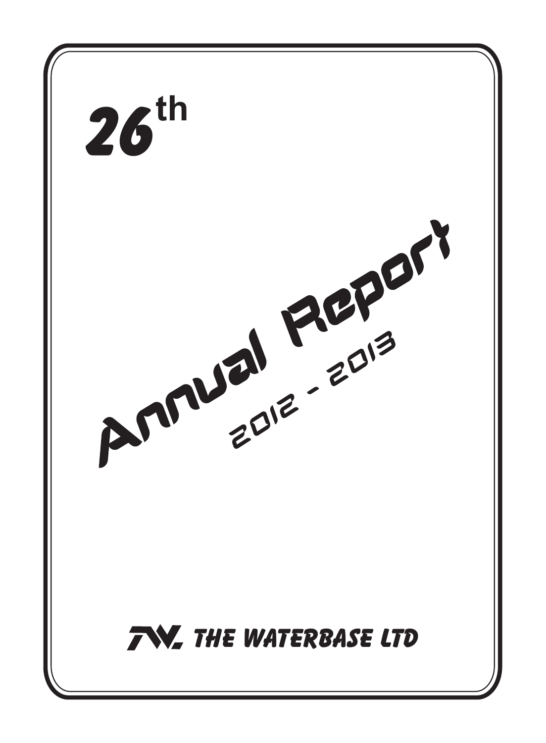# 26th

# Annual Report

## 2012 - 2013

**TW THE WATERBASE LTD**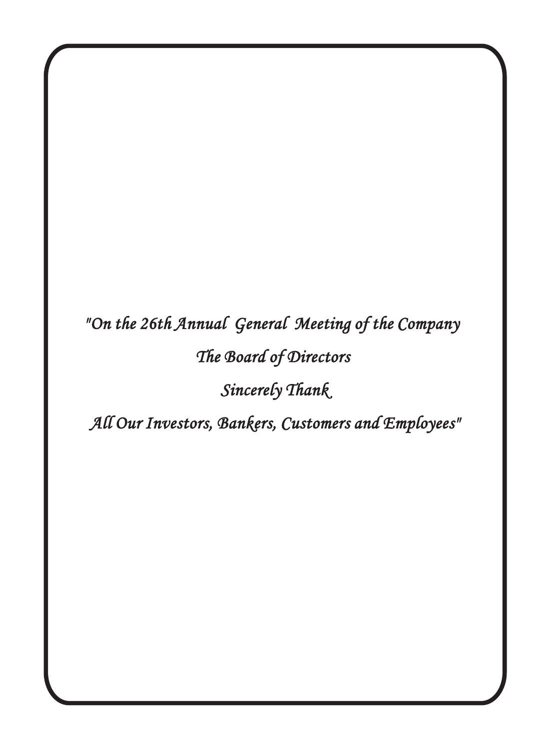*"On the 26th Annual General Meeting of the Company*

*The Board of Directors*

*Sincerely Thank*

*All Our Investors, Bankers, Customers and Employees"*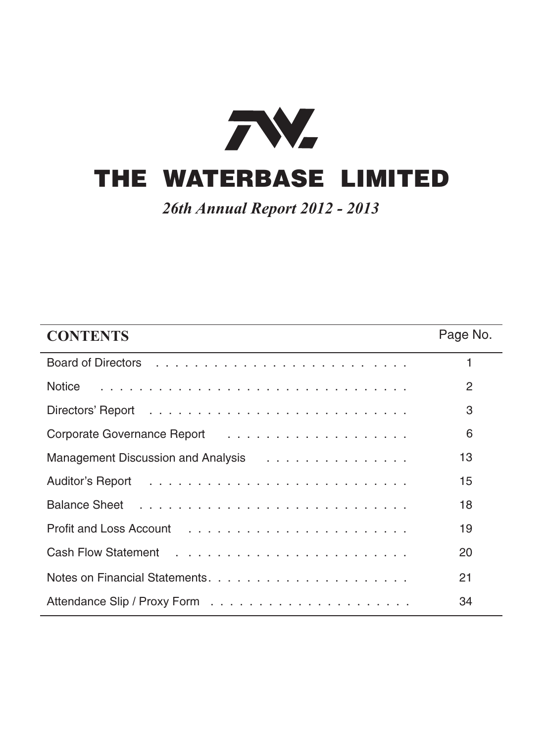# THE WATERBASE LIMITED

*26th Annual Report 2012 - 2013*

| CONTENTS | Page No. |
|---|---|
| Board of Directors | 1 |
| Notice | 2 |
| Directors' Report | 3 |
| Corporate Governance Report | 6 |
| Management Discussion and Analysis | 13 |
| Auditor's Report | 15 |
| Balance Sheet | 18 |
| Profit and Loss Account | 19 |
| Cash Flow Statement | 20 |
| Notes on Financial Statements | 21 |
| Attendance Slip / Proxy Form | 34 |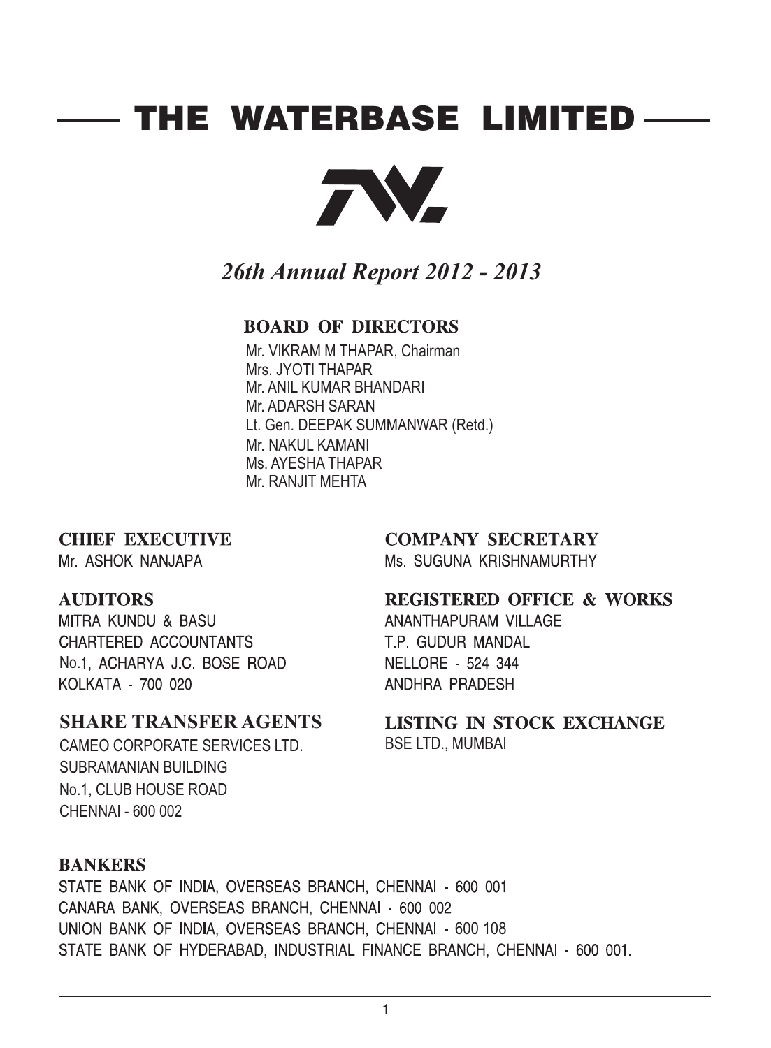# THE WATERBASE LIMITED

*26th Annual Report 2012 - 2013*

## BOARD OF DIRECTORS

Mr. VIKRAM M THAPAR, Chairman
Mrs. JYOTI THAPAR
Mr. ANIL KUMAR BHANDARI
Mr. ADARSH SARAN
Lt. Gen. DEEPAK SUMMANWAR (Retd.)
Mr. NAKUL KAMANI
Ms. AYESHA THAPAR
Mr. RANJIT MEHTA

## CHIEF EXECUTIVE

Mr. ASHOK NANJAPA

## COMPANY SECRETARY

Ms. SUGUNA KRISHNAMURTHY

## AUDITORS

MITRA KUNDU & BASU
CHARTERED ACCOUNTANTS
No.1, ACHARYA J.C. BOSE ROAD
KOLKATA - 700 020

## REGISTERED OFFICE & WORKS

ANANTHAPURAM VILLAGE
T.P. GUDUR MANDAL
NELLORE - 524 344
ANDHRA PRADESH

## SHARE TRANSFER AGENTS

CAMEO CORPORATE SERVICES LTD.
SUBRAMANIAN BUILDING
No.1, CLUB HOUSE ROAD
CHENNAI - 600 002

## LISTING IN STOCK EXCHANGE

BSE LTD., MUMBAI

## BANKERS

STATE BANK OF INDIA, OVERSEAS BRANCH, CHENNAI - 600 001
CANARA BANK, OVERSEAS BRANCH, CHENNAI - 600 002
UNION BANK OF INDIA, OVERSEAS BRANCH, CHENNAI - 600 108
STATE BANK OF HYDERABAD, INDUSTRIAL FINANCE BRANCH, CHENNAI - 600 001.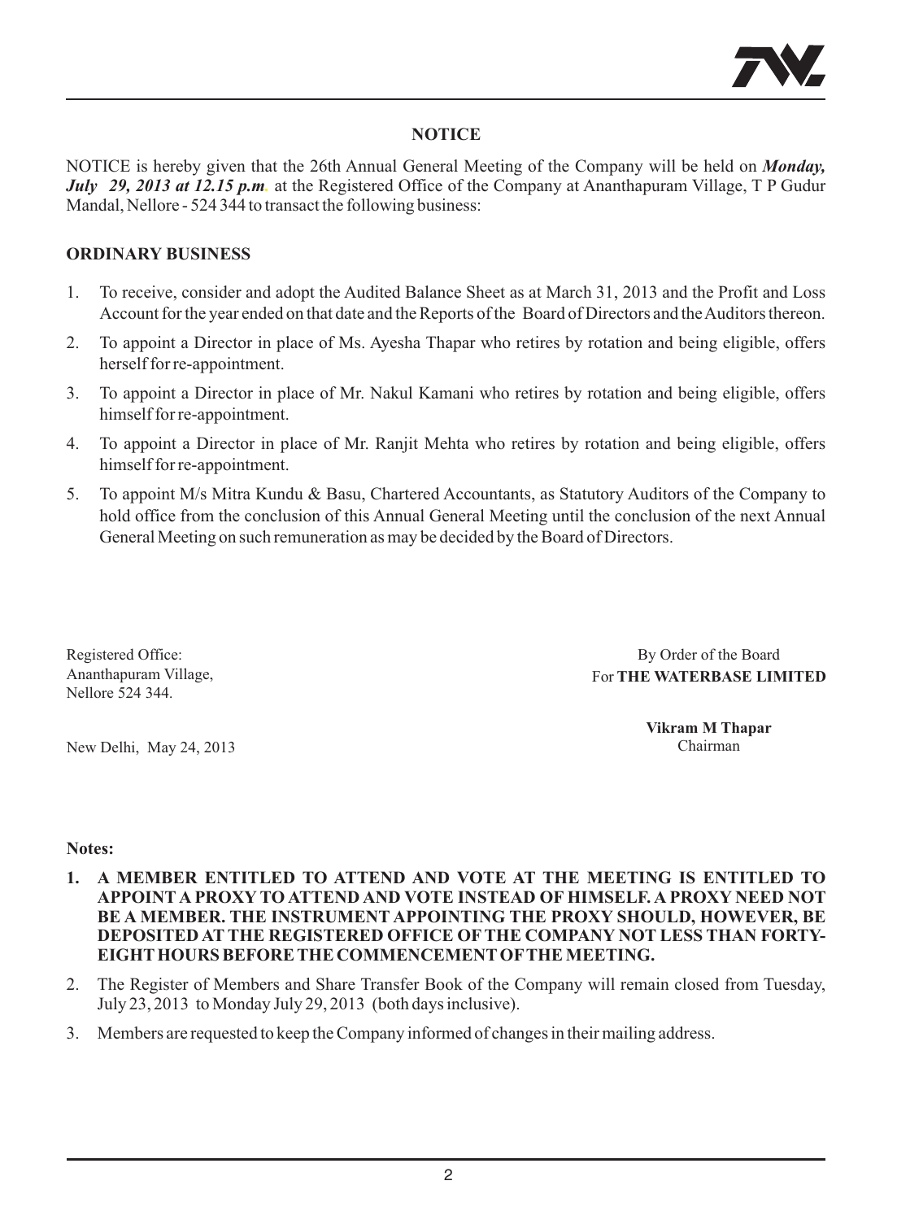## NOTICE

NOTICE is hereby given that the 26th Annual General Meeting of the Company will be held on ***Monday, July 29, 2013 at 12.15 p.m.*** at the Registered Office of the Company at Ananthapuram Village, T P Gudur Mandal, Nellore - 524 344 to transact the following business:

### ORDINARY BUSINESS

1. To receive, consider and adopt the Audited Balance Sheet as at March 31, 2013 and the Profit and Loss Account for the year ended on that date and the Reports of the Board of Directors and the Auditors thereon.
2. To appoint a Director in place of Ms. Ayesha Thapar who retires by rotation and being eligible, offers herself for re-appointment.
3. To appoint a Director in place of Mr. Nakul Kamani who retires by rotation and being eligible, offers himself for re-appointment.
4. To appoint a Director in place of Mr. Ranjit Mehta who retires by rotation and being eligible, offers himself for re-appointment.
5. To appoint M/s Mitra Kundu & Basu, Chartered Accountants, as Statutory Auditors of the Company to hold office from the conclusion of this Annual General Meeting until the conclusion of the next Annual General Meeting on such remuneration as may be decided by the Board of Directors.

Registered Office:
Ananthapuram Village,
Nellore 524 344.

New Delhi, May 24, 2013

By Order of the Board
For **THE WATERBASE LIMITED**

**Vikram M Thapar**
Chairman

**Notes:**

1. **A MEMBER ENTITLED TO ATTEND AND VOTE AT THE MEETING IS ENTITLED TO APPOINT A PROXY TO ATTEND AND VOTE INSTEAD OF HIMSELF. A PROXY NEED NOT BE A MEMBER. THE INSTRUMENT APPOINTING THE PROXY SHOULD, HOWEVER, BE DEPOSITED AT THE REGISTERED OFFICE OF THE COMPANY NOT LESS THAN FORTY-EIGHT HOURS BEFORE THE COMMENCEMENT OF THE MEETING.**
2. The Register of Members and Share Transfer Book of the Company will remain closed from Tuesday, July 23, 2013 to Monday July 29, 2013 (both days inclusive).
3. Members are requested to keep the Company informed of changes in their mailing address.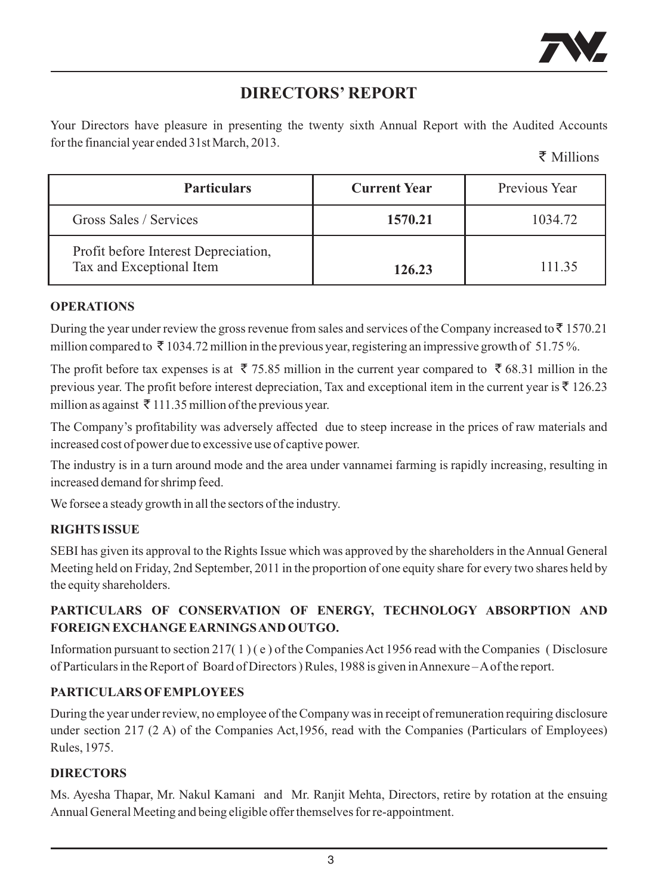# DIRECTORS' REPORT

Your Directors have pleasure in presenting the twenty sixth Annual Report with the Audited Accounts for the financial year ended 31st March, 2013.

₹ Millions

| Particulars | Current Year | Previous Year |
|---|---|---|
| Gross Sales / Services | **1570.21** | 1034.72 |
| Profit before Interest Depreciation, Tax and Exceptional Item | **126.23** | 111.35 |

**OPERATIONS**

During the year under review the gross revenue from sales and services of the Company increased to ₹ 1570.21 million compared to ₹ 1034.72 million in the previous year, registering an impressive growth of 51.75 %.

The profit before tax expenses is at ₹ 75.85 million in the current year compared to ₹ 68.31 million in the previous year. The profit before interest depreciation, Tax and exceptional item in the current year is ₹ 126.23 million as against ₹ 111.35 million of the previous year.

The Company's profitability was adversely affected due to steep increase in the prices of raw materials and increased cost of power due to excessive use of captive power.

The industry is in a turn around mode and the area under vannamei farming is rapidly increasing, resulting in increased demand for shrimp feed.

We forsee a steady growth in all the sectors of the industry.

**RIGHTS ISSUE**

SEBI has given its approval to the Rights Issue which was approved by the shareholders in the Annual General Meeting held on Friday, 2nd September, 2011 in the proportion of one equity share for every two shares held by the equity shareholders.

**PARTICULARS OF CONSERVATION OF ENERGY, TECHNOLOGY ABSORPTION AND FOREIGN EXCHANGE EARNINGS AND OUTGO.**

Information pursuant to section 217( 1 ) ( e ) of the Companies Act 1956 read with the Companies ( Disclosure of Particulars in the Report of Board of Directors ) Rules, 1988 is given in Annexure – A of the report.

**PARTICULARS OF EMPLOYEES**

During the year under review, no employee of the Company was in receipt of remuneration requiring disclosure under section 217 (2 A) of the Companies Act,1956, read with the Companies (Particulars of Employees) Rules, 1975.

**DIRECTORS**

Ms. Ayesha Thapar, Mr. Nakul Kamani and Mr. Ranjit Mehta, Directors, retire by rotation at the ensuing Annual General Meeting and being eligible offer themselves for re-appointment.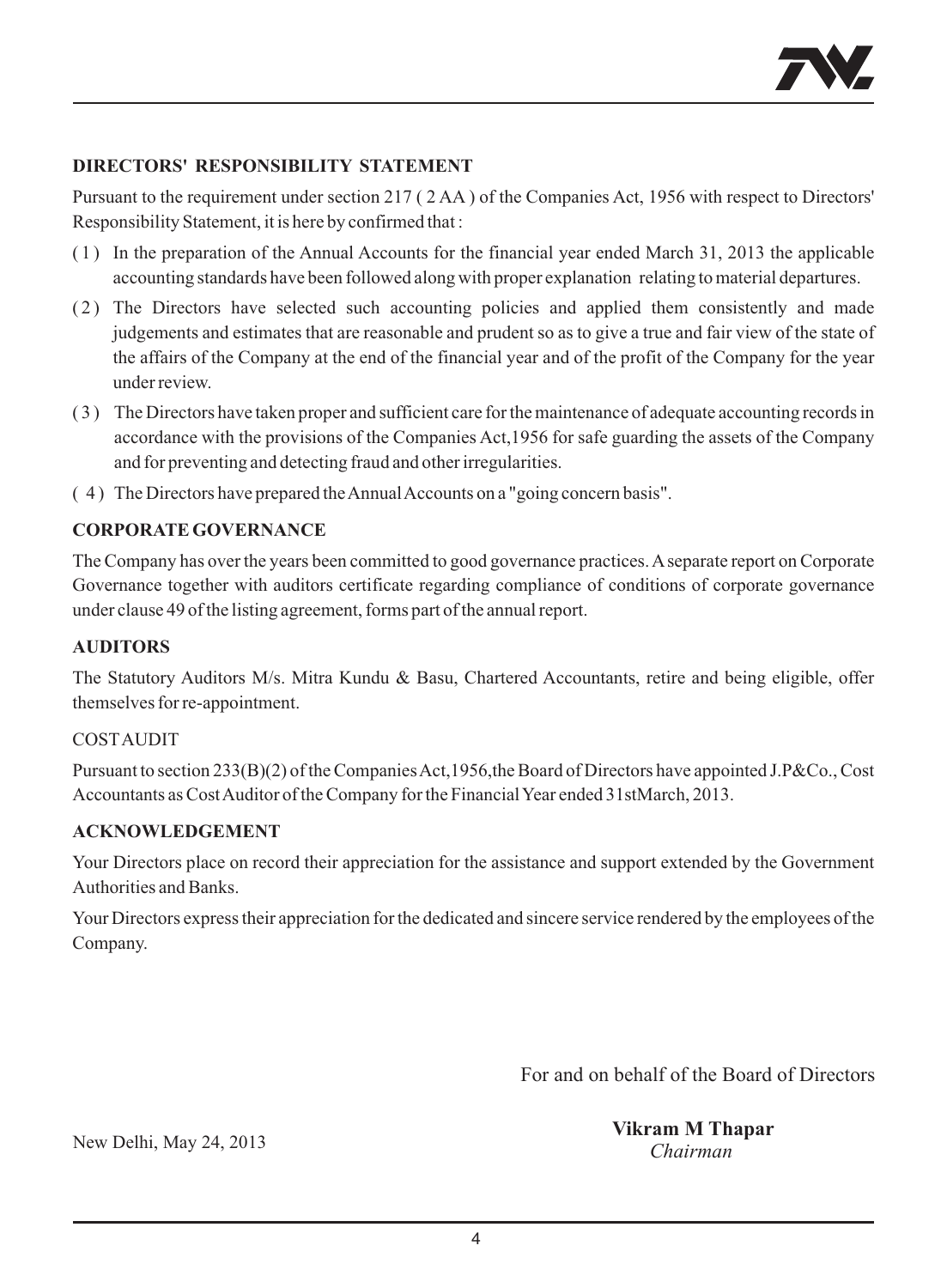## DIRECTORS' RESPONSIBILITY STATEMENT

Pursuant to the requirement under section 217 ( 2 AA ) of the Companies Act, 1956 with respect to Directors' Responsibility Statement, it is here by confirmed that :

( 1 ) In the preparation of the Annual Accounts for the financial year ended March 31, 2013 the applicable accounting standards have been followed along with proper explanation relating to material departures.

( 2 ) The Directors have selected such accounting policies and applied them consistently and made judgements and estimates that are reasonable and prudent so as to give a true and fair view of the state of the affairs of the Company at the end of the financial year and of the profit of the Company for the year under review.

( 3 ) The Directors have taken proper and sufficient care for the maintenance of adequate accounting records in accordance with the provisions of the Companies Act,1956 for safe guarding the assets of the Company and for preventing and detecting fraud and other irregularities.

( 4 ) The Directors have prepared the Annual Accounts on a "going concern basis".

## CORPORATE GOVERNANCE

The Company has over the years been committed to good governance practices. A separate report on Corporate Governance together with auditors certificate regarding compliance of conditions of corporate governance under clause 49 of the listing agreement, forms part of the annual report.

## AUDITORS

The Statutory Auditors M/s. Mitra Kundu & Basu, Chartered Accountants, retire and being eligible, offer themselves for re-appointment.

COST AUDIT

Pursuant to section 233(B)(2) of the Companies Act,1956,the Board of Directors have appointed J.P&Co., Cost Accountants as Cost Auditor of the Company for the Financial Year ended 31stMarch, 2013.

## ACKNOWLEDGEMENT

Your Directors place on record their appreciation for the assistance and support extended by the Government Authorities and Banks.

Your Directors express their appreciation for the dedicated and sincere service rendered by the employees of the Company.

For and on behalf of the Board of Directors

New Delhi, May 24, 2013

**Vikram M Thapar**
*Chairman*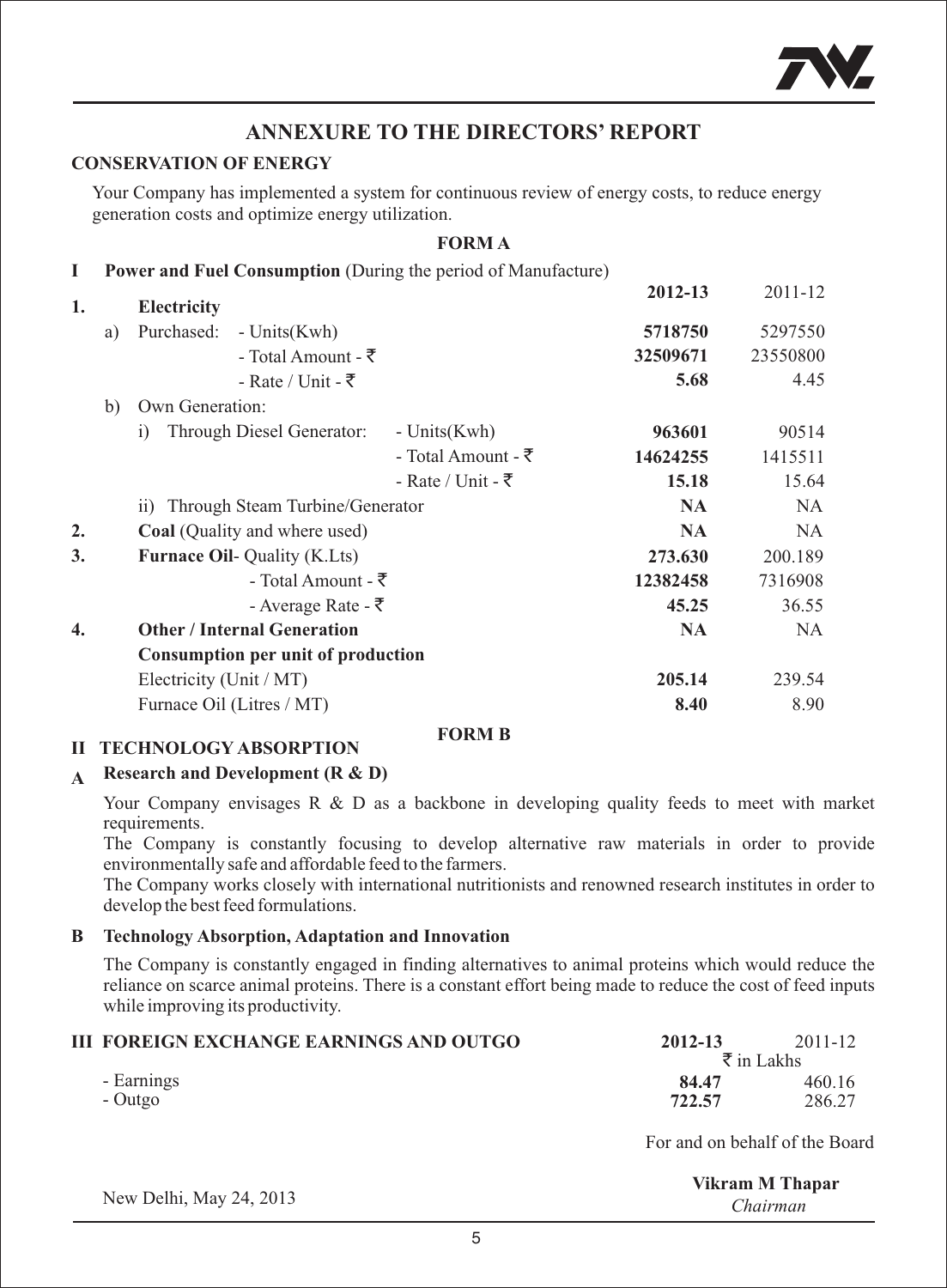# ANNEXURE TO THE DIRECTORS' REPORT

**CONSERVATION OF ENERGY**

Your Company has implemented a system for continuous review of energy costs, to reduce energy generation costs and optimize energy utilization.

**FORM A**

**I Power and Fuel Consumption** (During the period of Manufacture)

| | | | | **2012-13** | 2011-12 |
|---|---|---|---|---|---|
| **1.** | **Electricity** | | | | |
| | a) Purchased: | - Units(Kwh) | | **5718750** | 5297550 |
| | | - Total Amount - ₹ | | **32509671** | 23550800 |
| | | - Rate / Unit - ₹ | | **5.68** | 4.45 |
| | b) Own Generation: | | | | |
| | i) Through Diesel Generator: | | - Units(Kwh) | **963601** | 90514 |
| | | | - Total Amount - ₹ | **14624255** | 1415511 |
| | | | - Rate / Unit - ₹ | **15.18** | 15.64 |
| | ii) Through Steam Turbine/Generator | | | **NA** | NA |
| **2.** | **Coal** (Quality and where used) | | | **NA** | NA |
| **3.** | **Furnace Oil**- Quality (K.Lts) | | | **273.630** | 200.189 |
| | | - Total Amount - ₹ | | **12382458** | 7316908 |
| | | - Average Rate - ₹ | | **45.25** | 36.55 |
| **4.** | **Other / Internal Generation** | | | **NA** | NA |
| | **Consumption per unit of production** | | | | |
| | Electricity (Unit / MT) | | | **205.14** | 239.54 |
| | Furnace Oil (Litres / MT) | | | **8.40** | 8.90 |

**FORM B**

**II TECHNOLOGY ABSORPTION**

**A Research and Development (R & D)**

Your Company envisages R & D as a backbone in developing quality feeds to meet with market requirements.

The Company is constantly focusing to develop alternative raw materials in order to provide environmentally safe and affordable feed to the farmers.

The Company works closely with international nutritionists and renowned research institutes in order to develop the best feed formulations.

**B Technology Absorption, Adaptation and Innovation**

The Company is constantly engaged in finding alternatives to animal proteins which would reduce the reliance on scarce animal proteins. There is a constant effort being made to reduce the cost of feed inputs while improving its productivity.

**III FOREIGN EXCHANGE EARNINGS AND OUTGO**

| | **2012-13** | 2011-12 |
|---|---|---|
| | ₹ in Lakhs | |
| - Earnings | **84.47** | 460.16 |
| - Outgo | **722.57** | 286.27 |

For and on behalf of the Board

New Delhi, May 24, 2013

**Vikram M Thapar**
*Chairman*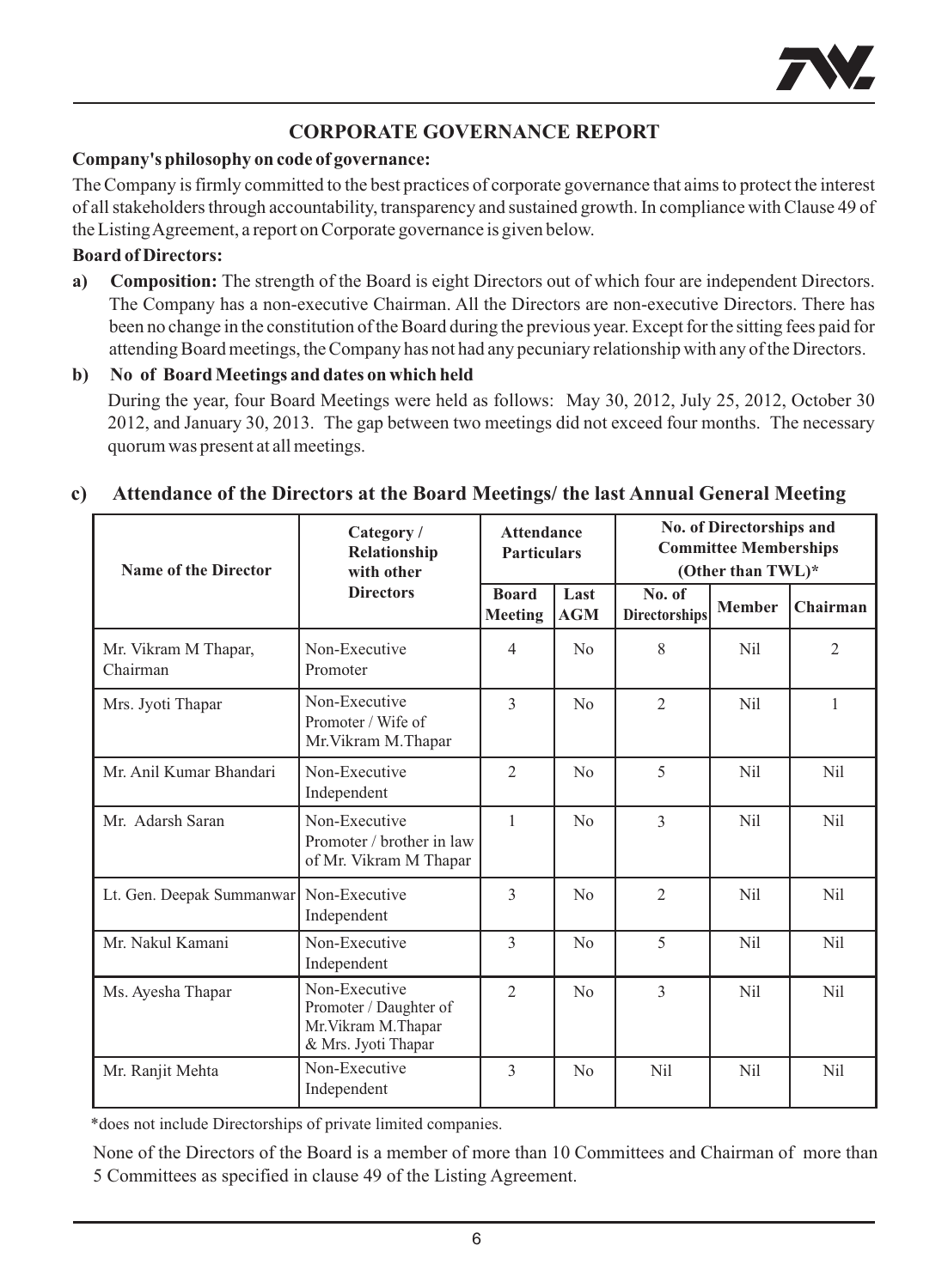## CORPORATE GOVERNANCE REPORT

**Company's philosophy on code of governance:**

The Company is firmly committed to the best practices of corporate governance that aims to protect the interest of all stakeholders through accountability, transparency and sustained growth. In compliance with Clause 49 of the Listing Agreement, a report on Corporate governance is given below.

**Board of Directors:**

**a) Composition:** The strength of the Board is eight Directors out of which four are independent Directors. The Company has a non-executive Chairman. All the Directors are non-executive Directors. There has been no change in the constitution of the Board during the previous year. Except for the sitting fees paid for attending Board meetings, the Company has not had any pecuniary relationship with any of the Directors.

**b) No of Board Meetings and dates on which held**

During the year, four Board Meetings were held as follows: May 30, 2012, July 25, 2012, October 30 2012, and January 30, 2013. The gap between two meetings did not exceed four months. The necessary quorum was present at all meetings.

### c) Attendance of the Directors at the Board Meetings/ the last Annual General Meeting

| Name of the Director | Category / Relationship with other Directors | Attendance Particulars | | No. of Directorships and Committee Memberships (Other than TWL)* | | |
|---|---|---|---|---|---|---|
| | | Board Meeting | Last AGM | No. of Directorships | Member | Chairman |
| Mr. Vikram M Thapar, Chairman | Non-Executive Promoter | 4 | No | 8 | Nil | 2 |
| Mrs. Jyoti Thapar | Non-Executive Promoter / Wife of Mr.Vikram M.Thapar | 3 | No | 2 | Nil | 1 |
| Mr. Anil Kumar Bhandari | Non-Executive Independent | 2 | No | 5 | Nil | Nil |
| Mr. Adarsh Saran | Non-Executive Promoter / brother in law of Mr. Vikram M Thapar | 1 | No | 3 | Nil | Nil |
| Lt. Gen. Deepak Summanwar | Non-Executive Independent | 3 | No | 2 | Nil | Nil |
| Mr. Nakul Kamani | Non-Executive Independent | 3 | No | 5 | Nil | Nil |
| Ms. Ayesha Thapar | Non-Executive Promoter / Daughter of Mr.Vikram M.Thapar & Mrs. Jyoti Thapar | 2 | No | 3 | Nil | Nil |
| Mr. Ranjit Mehta | Non-Executive Independent | 3 | No | Nil | Nil | Nil |

*does not include Directorships of private limited companies.

None of the Directors of the Board is a member of more than 10 Committees and Chairman of more than 5 Committees as specified in clause 49 of the Listing Agreement.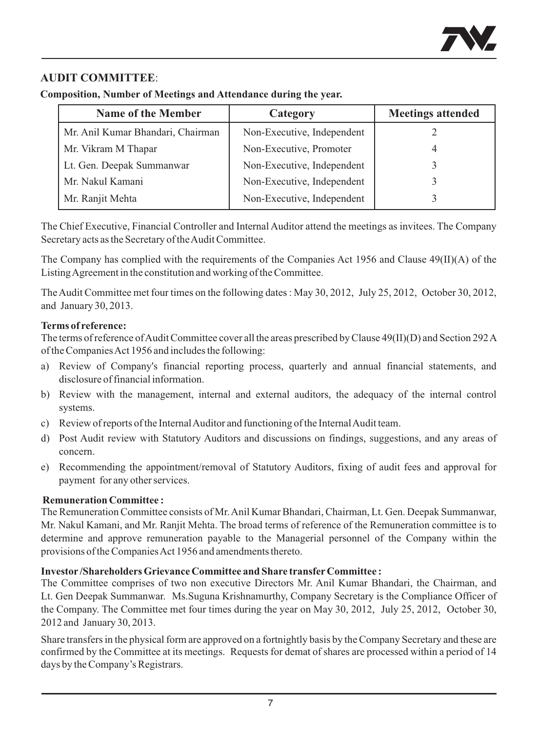## AUDIT COMMITTEE:

**Composition, Number of Meetings and Attendance during the year.**

| Name of the Member | Category | Meetings attended |
|---|---|---|
| Mr. Anil Kumar Bhandari, Chairman | Non-Executive, Independent | 2 |
| Mr. Vikram M Thapar | Non-Executive, Promoter | 4 |
| Lt. Gen. Deepak Summanwar | Non-Executive, Independent | 3 |
| Mr. Nakul Kamani | Non-Executive, Independent | 3 |
| Mr. Ranjit Mehta | Non-Executive, Independent | 3 |

The Chief Executive, Financial Controller and Internal Auditor attend the meetings as invitees. The Company Secretary acts as the Secretary of the Audit Committee.

The Company has complied with the requirements of the Companies Act 1956 and Clause 49(II)(A) of the Listing Agreement in the constitution and working of the Committee.

The Audit Committee met four times on the following dates : May 30, 2012, July 25, 2012, October 30, 2012, and January 30, 2013.

**Terms of reference:**

The terms of reference of Audit Committee cover all the areas prescribed by Clause 49(II)(D) and Section 292 A of the Companies Act 1956 and includes the following:

a) Review of Company's financial reporting process, quarterly and annual financial statements, and disclosure of financial information.

b) Review with the management, internal and external auditors, the adequacy of the internal control systems.

c) Review of reports of the Internal Auditor and functioning of the Internal Audit team.

d) Post Audit review with Statutory Auditors and discussions on findings, suggestions, and any areas of concern.

e) Recommending the appointment/removal of Statutory Auditors, fixing of audit fees and approval for payment for any other services.

**Remuneration Committee :**

The Remuneration Committee consists of Mr. Anil Kumar Bhandari, Chairman, Lt. Gen. Deepak Summanwar, Mr. Nakul Kamani, and Mr. Ranjit Mehta. The broad terms of reference of the Remuneration committee is to determine and approve remuneration payable to the Managerial personnel of the Company within the provisions of the Companies Act 1956 and amendments thereto.

**Investor /Shareholders Grievance Committee and Share transfer Committee :**

The Committee comprises of two non executive Directors Mr. Anil Kumar Bhandari, the Chairman, and Lt. Gen Deepak Summanwar. Ms.Suguna Krishnamurthy, Company Secretary is the Compliance Officer of the Company. The Committee met four times during the year on May 30, 2012, July 25, 2012, October 30, 2012 and January 30, 2013.

Share transfers in the physical form are approved on a fortnightly basis by the Company Secretary and these are confirmed by the Committee at its meetings. Requests for demat of shares are processed within a period of 14 days by the Company's Registrars.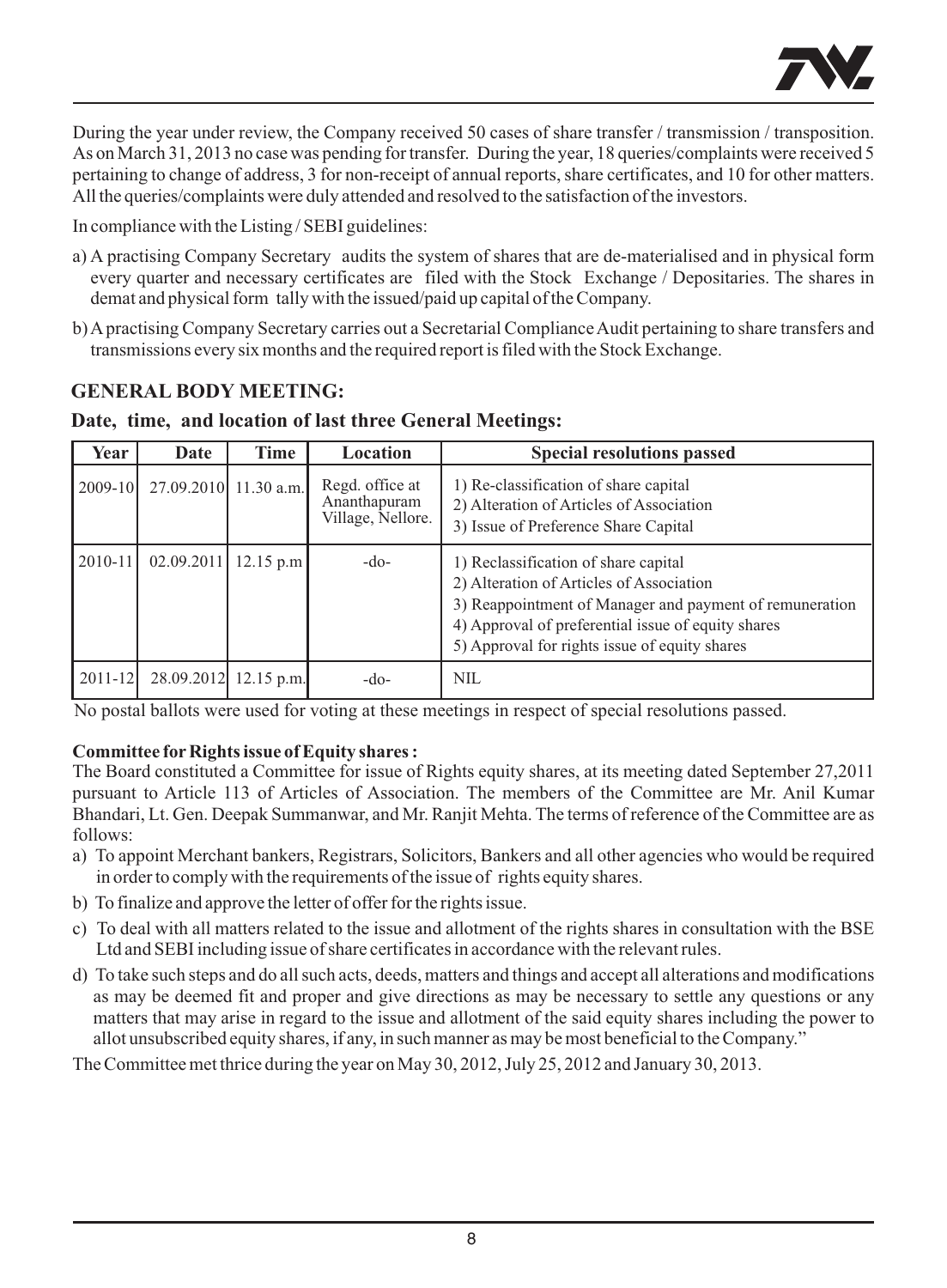During the year under review, the Company received 50 cases of share transfer / transmission / transposition. As on March 31, 2013 no case was pending for transfer. During the year, 18 queries/complaints were received 5 pertaining to change of address, 3 for non-receipt of annual reports, share certificates, and 10 for other matters. All the queries/complaints were duly attended and resolved to the satisfaction of the investors.

In compliance with the Listing / SEBI guidelines:

a) A practising Company Secretary audits the system of shares that are de-materialised and in physical form every quarter and necessary certificates are filed with the Stock Exchange / Depositaries. The shares in demat and physical form tally with the issued/paid up capital of the Company.

b) A practising Company Secretary carries out a Secretarial Compliance Audit pertaining to share transfers and transmissions every six months and the required report is filed with the Stock Exchange.

## GENERAL BODY MEETING:

**Date, time, and location of last three General Meetings:**

| Year | Date | Time | Location | Special resolutions passed |
|---|---|---|---|---|
| 2009-10 | 27.09.2010 | 11.30 a.m. | Regd. office at Ananthapuram Village, Nellore. | 1) Re-classification of share capital<br>2) Alteration of Articles of Association<br>3) Issue of Preference Share Capital |
| 2010-11 | 02.09.2011 | 12.15 p.m | -do- | 1) Reclassification of share capital<br>2) Alteration of Articles of Association<br>3) Reappointment of Manager and payment of remuneration<br>4) Approval of preferential issue of equity shares<br>5) Approval for rights issue of equity shares |
| 2011-12 | 28.09.2012 | 12.15 p.m. | -do- | NIL |

No postal ballots were used for voting at these meetings in respect of special resolutions passed.

**Committee for Rights issue of Equity shares :**

The Board constituted a Committee for issue of Rights equity shares, at its meeting dated September 27,2011 pursuant to Article 113 of Articles of Association. The members of the Committee are Mr. Anil Kumar Bhandari, Lt. Gen. Deepak Summanwar, and Mr. Ranjit Mehta. The terms of reference of the Committee are as follows:

a) To appoint Merchant bankers, Registrars, Solicitors, Bankers and all other agencies who would be required in order to comply with the requirements of the issue of rights equity shares.

b) To finalize and approve the letter of offer for the rights issue.

c) To deal with all matters related to the issue and allotment of the rights shares in consultation with the BSE Ltd and SEBI including issue of share certificates in accordance with the relevant rules.

d) To take such steps and do all such acts, deeds, matters and things and accept all alterations and modifications as may be deemed fit and proper and give directions as may be necessary to settle any questions or any matters that may arise in regard to the issue and allotment of the said equity shares including the power to allot unsubscribed equity shares, if any, in such manner as may be most beneficial to the Company."

The Committee met thrice during the year on May 30, 2012, July 25, 2012 and January 30, 2013.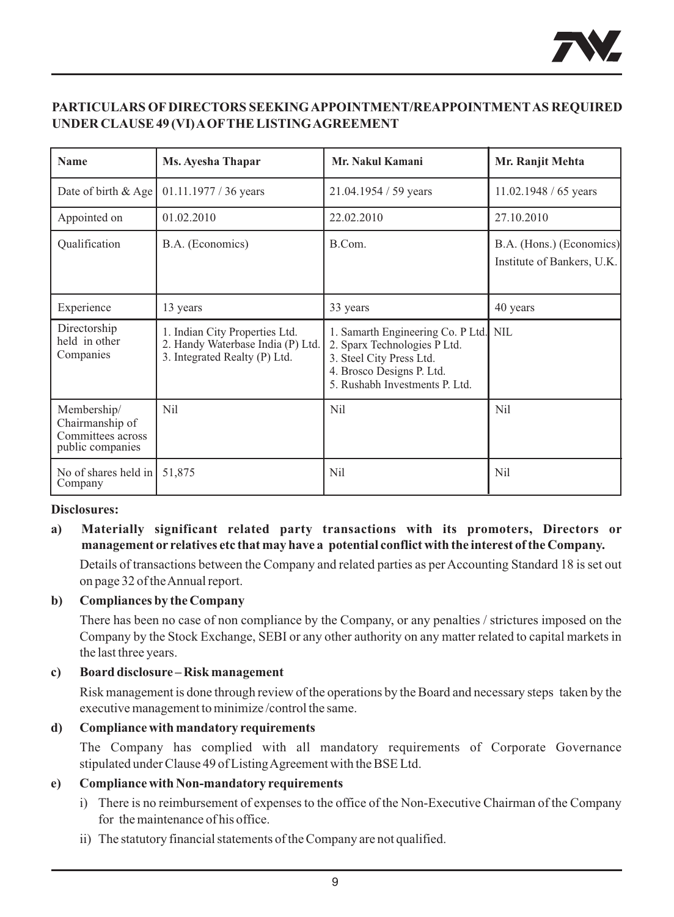## PARTICULARS OF DIRECTORS SEEKING APPOINTMENT/REAPPOINTMENT AS REQUIRED UNDER CLAUSE 49 (VI) A OF THE LISTING AGREEMENT

| Name | Ms. Ayesha Thapar | Mr. Nakul Kamani | Mr. Ranjit Mehta |
|---|---|---|---|
| Date of birth & Age | 01.11.1977 / 36 years | 21.04.1954 / 59 years | 11.02.1948 / 65 years |
| Appointed on | 01.02.2010 | 22.02.2010 | 27.10.2010 |
| Qualification | B.A. (Economics) | B.Com. | B.A. (Hons.) (Economics) Institute of Bankers, U.K. |
| Experience | 13 years | 33 years | 40 years |
| Directorship held in other Companies | 1. Indian City Properties Ltd.<br>2. Handy Waterbase India (P) Ltd.<br>3. Integrated Realty (P) Ltd. | 1. Samarth Engineering Co. P Ltd.<br>2. Sparx Technologies P Ltd.<br>3. Steel City Press Ltd.<br>4. Brosco Designs P. Ltd.<br>5. Rushabh Investments P. Ltd. | NIL |
| Membership/ Chairmanship of Committees across public companies | Nil | Nil | Nil |
| No of shares held in Company | 51,875 | Nil | Nil |

**Disclosures:**

**a) Materially significant related party transactions with its promoters, Directors or management or relatives etc that may have a potential conflict with the interest of the Company.**

Details of transactions between the Company and related parties as per Accounting Standard 18 is set out on page 32 of the Annual report.

**b) Compliances by the Company**

There has been no case of non compliance by the Company, or any penalties / strictures imposed on the Company by the Stock Exchange, SEBI or any other authority on any matter related to capital markets in the last three years.

**c) Board disclosure – Risk management**

Risk management is done through review of the operations by the Board and necessary steps taken by the executive management to minimize /control the same.

**d) Compliance with mandatory requirements**

The Company has complied with all mandatory requirements of Corporate Governance stipulated under Clause 49 of Listing Agreement with the BSE Ltd.

**e) Compliance with Non-mandatory requirements**

i) There is no reimbursement of expenses to the office of the Non-Executive Chairman of the Company for the maintenance of his office.

ii) The statutory financial statements of the Company are not qualified.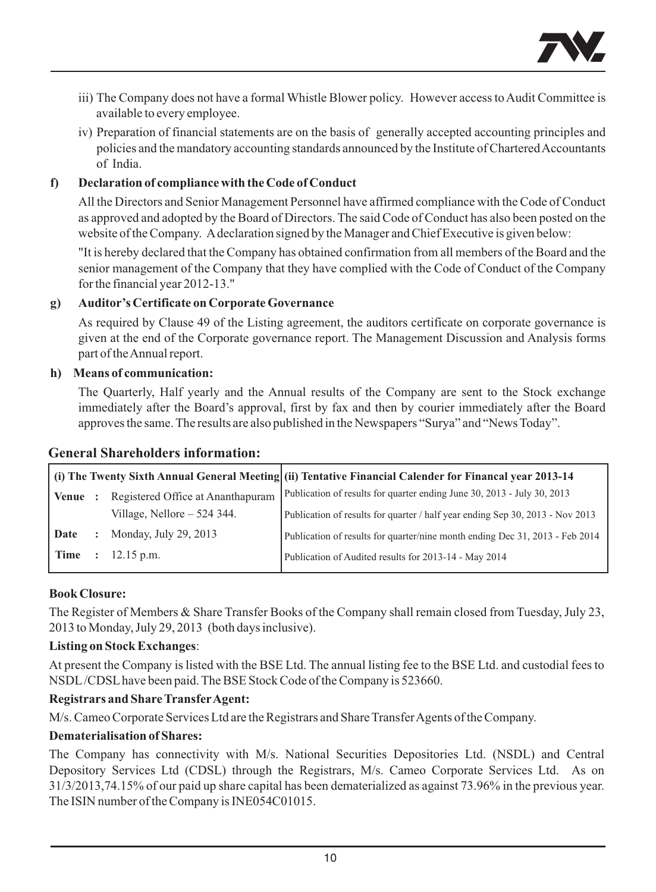iii) The Company does not have a formal Whistle Blower policy. However access to Audit Committee is available to every employee.

iv) Preparation of financial statements are on the basis of generally accepted accounting principles and policies and the mandatory accounting standards announced by the Institute of Chartered Accountants of India.

**f) Declaration of compliance with the Code of Conduct**

All the Directors and Senior Management Personnel have affirmed compliance with the Code of Conduct as approved and adopted by the Board of Directors. The said Code of Conduct has also been posted on the website of the Company. A declaration signed by the Manager and Chief Executive is given below:

"It is hereby declared that the Company has obtained confirmation from all members of the Board and the senior management of the Company that they have complied with the Code of Conduct of the Company for the financial year 2012-13."

**g) Auditor's Certificate on Corporate Governance**

As required by Clause 49 of the Listing agreement, the auditors certificate on corporate governance is given at the end of the Corporate governance report. The Management Discussion and Analysis forms part of the Annual report.

**h) Means of communication:**

The Quarterly, Half yearly and the Annual results of the Company are sent to the Stock exchange immediately after the Board's approval, first by fax and then by courier immediately after the Board approves the same. The results are also published in the Newspapers "Surya" and "News Today".

## General Shareholders information:

| (i) The Twenty Sixth Annual General Meeting | | | (ii) Tentative Financial Calender for Financal year 2013-14 |
|---|---|---|---|
| **Venue** | : | Registered Office at Ananthapuram Village, Nellore – 524 344. | Publication of results for quarter ending June 30, 2013 - July 30, 2013 |
| | | | Publication of results for quarter / half year ending Sep 30, 2013 - Nov 2013 |
| **Date** | : | Monday, July 29, 2013 | Publication of results for quarter/nine month ending Dec 31, 2013 - Feb 2014 |
| **Time** | : | 12.15 p.m. | Publication of Audited results for 2013-14 - May 2014 |

**Book Closure:**

The Register of Members & Share Transfer Books of the Company shall remain closed from Tuesday, July 23, 2013 to Monday, July 29, 2013 (both days inclusive).

**Listing on Stock Exchanges**:

At present the Company is listed with the BSE Ltd. The annual listing fee to the BSE Ltd. and custodial fees to NSDL /CDSL have been paid. The BSE Stock Code of the Company is 523660.

**Registrars and Share Transfer Agent:**

M/s. Cameo Corporate Services Ltd are the Registrars and Share Transfer Agents of the Company.

**Dematerialisation of Shares:**

The Company has connectivity with M/s. National Securities Depositories Ltd. (NSDL) and Central Depository Services Ltd (CDSL) through the Registrars, M/s. Cameo Corporate Services Ltd. As on 31/3/2013,74.15% of our paid up share capital has been dematerialized as against 73.96% in the previous year. The ISIN number of the Company is INE054C01015.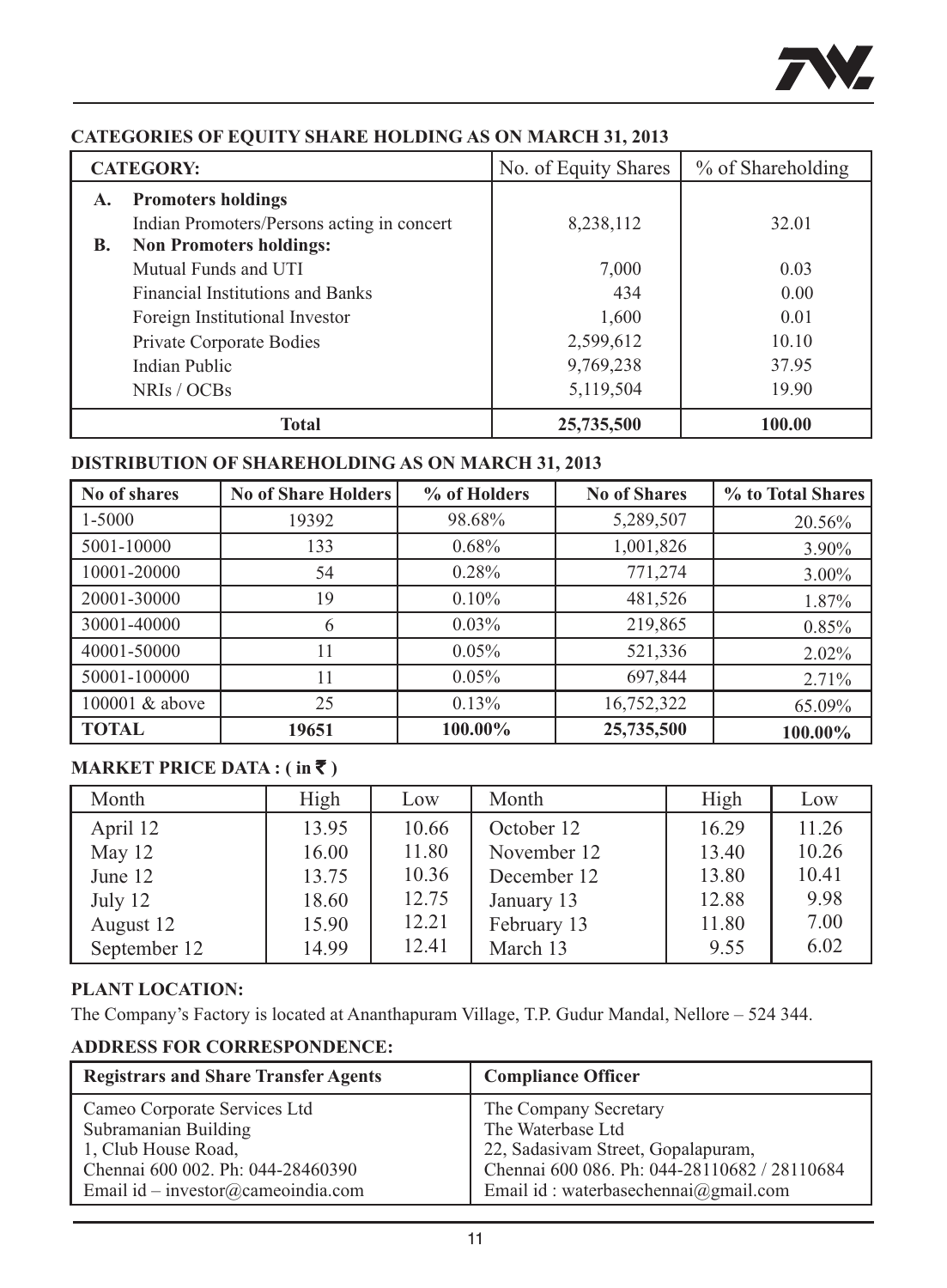### CATEGORIES OF EQUITY SHARE HOLDING AS ON MARCH 31, 2013

| CATEGORY: | No. of Equity Shares | % of Shareholding |
|---|---|---|
| **A. Promoters holdings** | | |
| Indian Promoters/Persons acting in concert | 8,238,112 | 32.01 |
| **B. Non Promoters holdings:** | | |
| Mutual Funds and UTI | 7,000 | 0.03 |
| Financial Institutions and Banks | 434 | 0.00 |
| Foreign Institutional Investor | 1,600 | 0.01 |
| Private Corporate Bodies | 2,599,612 | 10.10 |
| Indian Public | 9,769,238 | 37.95 |
| NRIs / OCBs | 5,119,504 | 19.90 |
| **Total** | **25,735,500** | **100.00** |

### DISTRIBUTION OF SHAREHOLDING AS ON MARCH 31, 2013

| No of shares | No of Share Holders | % of Holders | No of Shares | % to Total Shares |
|---|---|---|---|---|
| 1-5000 | 19392 | 98.68% | 5,289,507 | 20.56% |
| 5001-10000 | 133 | 0.68% | 1,001,826 | 3.90% |
| 10001-20000 | 54 | 0.28% | 771,274 | 3.00% |
| 20001-30000 | 19 | 0.10% | 481,526 | 1.87% |
| 30001-40000 | 6 | 0.03% | 219,865 | 0.85% |
| 40001-50000 | 11 | 0.05% | 521,336 | 2.02% |
| 50001-100000 | 11 | 0.05% | 697,844 | 2.71% |
| 100001 & above | 25 | 0.13% | 16,752,322 | 65.09% |
| **TOTAL** | **19651** | **100.00%** | **25,735,500** | **100.00%** |

### MARKET PRICE DATA : ( in ₹ )

| Month | High | Low | Month | High | Low |
|---|---|---|---|---|---|
| April 12 | 13.95 | 10.66 | October 12 | 16.29 | 11.26 |
| May 12 | 16.00 | 11.80 | November 12 | 13.40 | 10.26 |
| June 12 | 13.75 | 10.36 | December 12 | 13.80 | 10.41 |
| July 12 | 18.60 | 12.75 | January 13 | 12.88 | 9.98 |
| August 12 | 15.90 | 12.21 | February 13 | 11.80 | 7.00 |
| September 12 | 14.99 | 12.41 | March 13 | 9.55 | 6.02 |

### PLANT LOCATION:

The Company's Factory is located at Ananthapuram Village, T.P. Gudur Mandal, Nellore – 524 344.

### ADDRESS FOR CORRESPONDENCE:

| Registrars and Share Transfer Agents | Compliance Officer |
|---|---|
| Cameo Corporate Services Ltd<br>Subramanian Building<br>1, Club House Road,<br>Chennai 600 002. Ph: 044-28460390<br>Email id – investor@cameoindia.com | The Company Secretary<br>The Waterbase Ltd<br>22, Sadasivam Street, Gopalapuram,<br>Chennai 600 086. Ph: 044-28110682 / 28110684<br>Email id : waterbasechennai@gmail.com |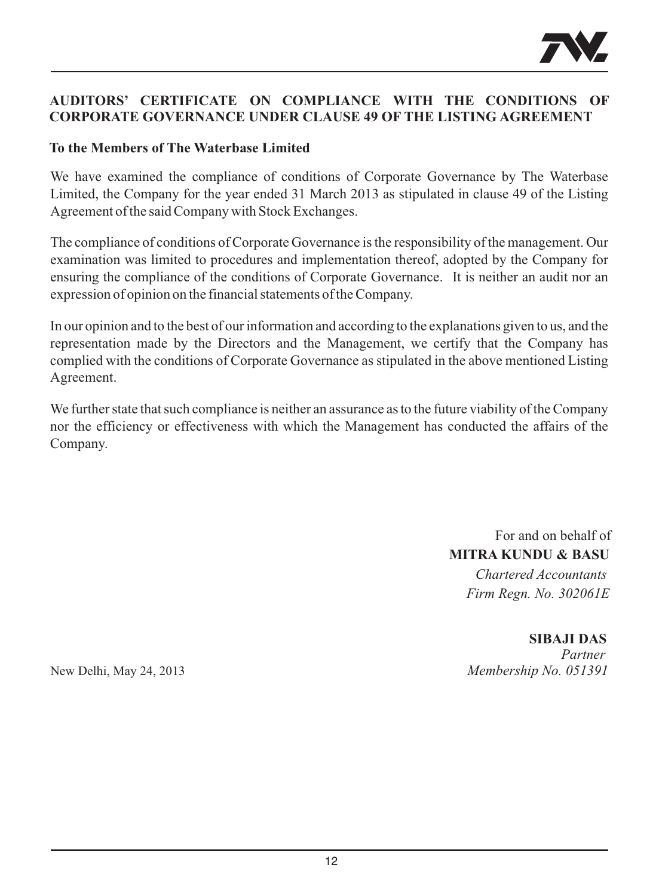## AUDITORS' CERTIFICATE ON COMPLIANCE WITH THE CONDITIONS OF CORPORATE GOVERNANCE UNDER CLAUSE 49 OF THE LISTING AGREEMENT

**To the Members of The Waterbase Limited**

We have examined the compliance of conditions of Corporate Governance by The Waterbase Limited, the Company for the year ended 31 March 2013 as stipulated in clause 49 of the Listing Agreement of the said Company with Stock Exchanges.

The compliance of conditions of Corporate Governance is the responsibility of the management. Our examination was limited to procedures and implementation thereof, adopted by the Company for ensuring the compliance of the conditions of Corporate Governance. It is neither an audit nor an expression of opinion on the financial statements of the Company.

In our opinion and to the best of our information and according to the explanations given to us, and the representation made by the Directors and the Management, we certify that the Company has complied with the conditions of Corporate Governance as stipulated in the above mentioned Listing Agreement.

We further state that such compliance is neither an assurance as to the future viability of the Company nor the efficiency or effectiveness with which the Management has conducted the affairs of the Company.

For and on behalf of
**MITRA KUNDU & BASU**
*Chartered Accountants*
*Firm Regn. No. 302061E*

**SIBAJI DAS**
*Partner*
*Membership No. 051391*

New Delhi, May 24, 2013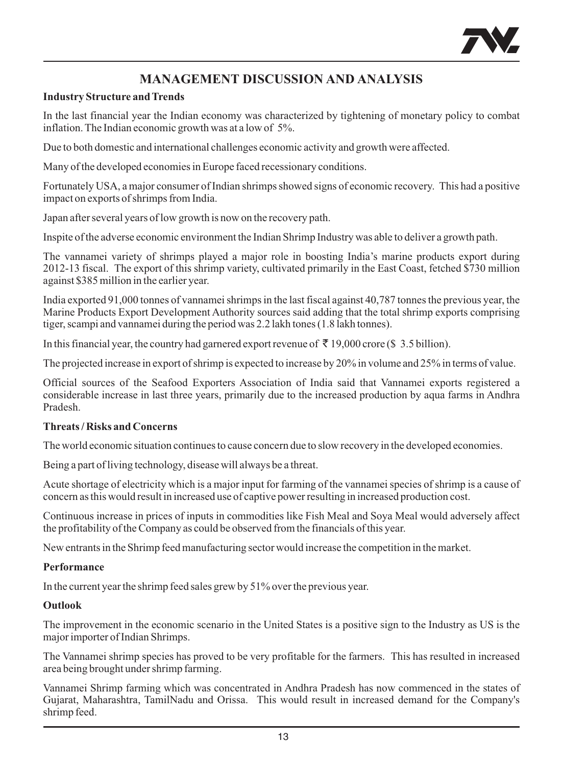# MANAGEMENT DISCUSSION AND ANALYSIS

**Industry Structure and Trends**

In the last financial year the Indian economy was characterized by tightening of monetary policy to combat inflation. The Indian economic growth was at a low of 5%.

Due to both domestic and international challenges economic activity and growth were affected.

Many of the developed economies in Europe faced recessionary conditions.

Fortunately USA, a major consumer of Indian shrimps showed signs of economic recovery. This had a positive impact on exports of shrimps from India.

Japan after several years of low growth is now on the recovery path.

Inspite of the adverse economic environment the Indian Shrimp Industry was able to deliver a growth path.

The vannamei variety of shrimps played a major role in boosting India's marine products export during 2012-13 fiscal. The export of this shrimp variety, cultivated primarily in the East Coast, fetched $730 million against $385 million in the earlier year.

India exported 91,000 tonnes of vannamei shrimps in the last fiscal against 40,787 tonnes the previous year, the Marine Products Export Development Authority sources said adding that the total shrimp exports comprising tiger, scampi and vannamei during the period was 2.2 lakh tones (1.8 lakh tonnes).

In this financial year, the country had garnered export revenue of ₹ 19,000 crore ($ 3.5 billion).

The projected increase in export of shrimp is expected to increase by 20% in volume and 25% in terms of value.

Official sources of the Seafood Exporters Association of India said that Vannamei exports registered a considerable increase in last three years, primarily due to the increased production by aqua farms in Andhra Pradesh.

**Threats / Risks and Concerns**

The world economic situation continues to cause concern due to slow recovery in the developed economies.

Being a part of living technology, disease will always be a threat.

Acute shortage of electricity which is a major input for farming of the vannamei species of shrimp is a cause of concern as this would result in increased use of captive power resulting in increased production cost.

Continuous increase in prices of inputs in commodities like Fish Meal and Soya Meal would adversely affect the profitability of the Company as could be observed from the financials of this year.

New entrants in the Shrimp feed manufacturing sector would increase the competition in the market.

**Performance**

In the current year the shrimp feed sales grew by 51% over the previous year.

**Outlook**

The improvement in the economic scenario in the United States is a positive sign to the Industry as US is the major importer of Indian Shrimps.

The Vannamei shrimp species has proved to be very profitable for the farmers. This has resulted in increased area being brought under shrimp farming.

Vannamei Shrimp farming which was concentrated in Andhra Pradesh has now commenced in the states of Gujarat, Maharashtra, TamilNadu and Orissa. This would result in increased demand for the Company's shrimp feed.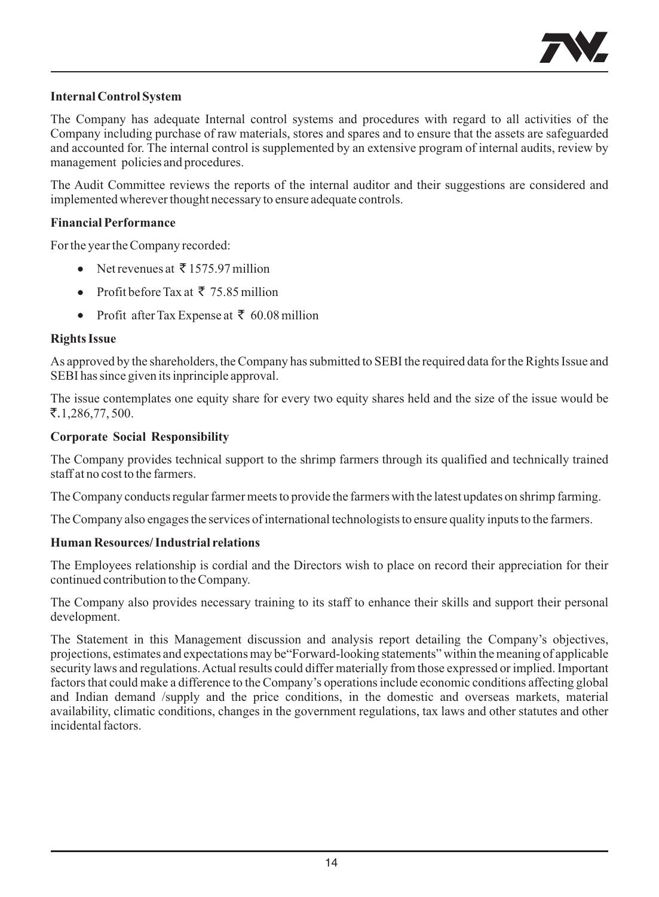**Internal Control System**

The Company has adequate Internal control systems and procedures with regard to all activities of the Company including purchase of raw materials, stores and spares and to ensure that the assets are safeguarded and accounted for. The internal control is supplemented by an extensive program of internal audits, review by management policies and procedures.

The Audit Committee reviews the reports of the internal auditor and their suggestions are considered and implemented wherever thought necessary to ensure adequate controls.

**Financial Performance**

For the year the Company recorded:

- Net revenues at ₹ 1575.97 million
- Profit before Tax at ₹ 75.85 million
- Profit after Tax Expense at ₹ 60.08 million

**Rights Issue**

As approved by the shareholders, the Company has submitted to SEBI the required data for the Rights Issue and SEBI has since given its inprinciple approval.

The issue contemplates one equity share for every two equity shares held and the size of the issue would be ₹.1,286,77, 500.

**Corporate Social Responsibility**

The Company provides technical support to the shrimp farmers through its qualified and technically trained staff at no cost to the farmers.

The Company conducts regular farmer meets to provide the farmers with the latest updates on shrimp farming.

The Company also engages the services of international technologists to ensure quality inputs to the farmers.

**Human Resources/ Industrial relations**

The Employees relationship is cordial and the Directors wish to place on record their appreciation for their continued contribution to the Company.

The Company also provides necessary training to its staff to enhance their skills and support their personal development.

The Statement in this Management discussion and analysis report detailing the Company's objectives, projections, estimates and expectations may be"Forward-looking statements" within the meaning of applicable security laws and regulations. Actual results could differ materially from those expressed or implied. Important factors that could make a difference to the Company's operations include economic conditions affecting global and Indian demand /supply and the price conditions, in the domestic and overseas markets, material availability, climatic conditions, changes in the government regulations, tax laws and other statutes and other incidental factors.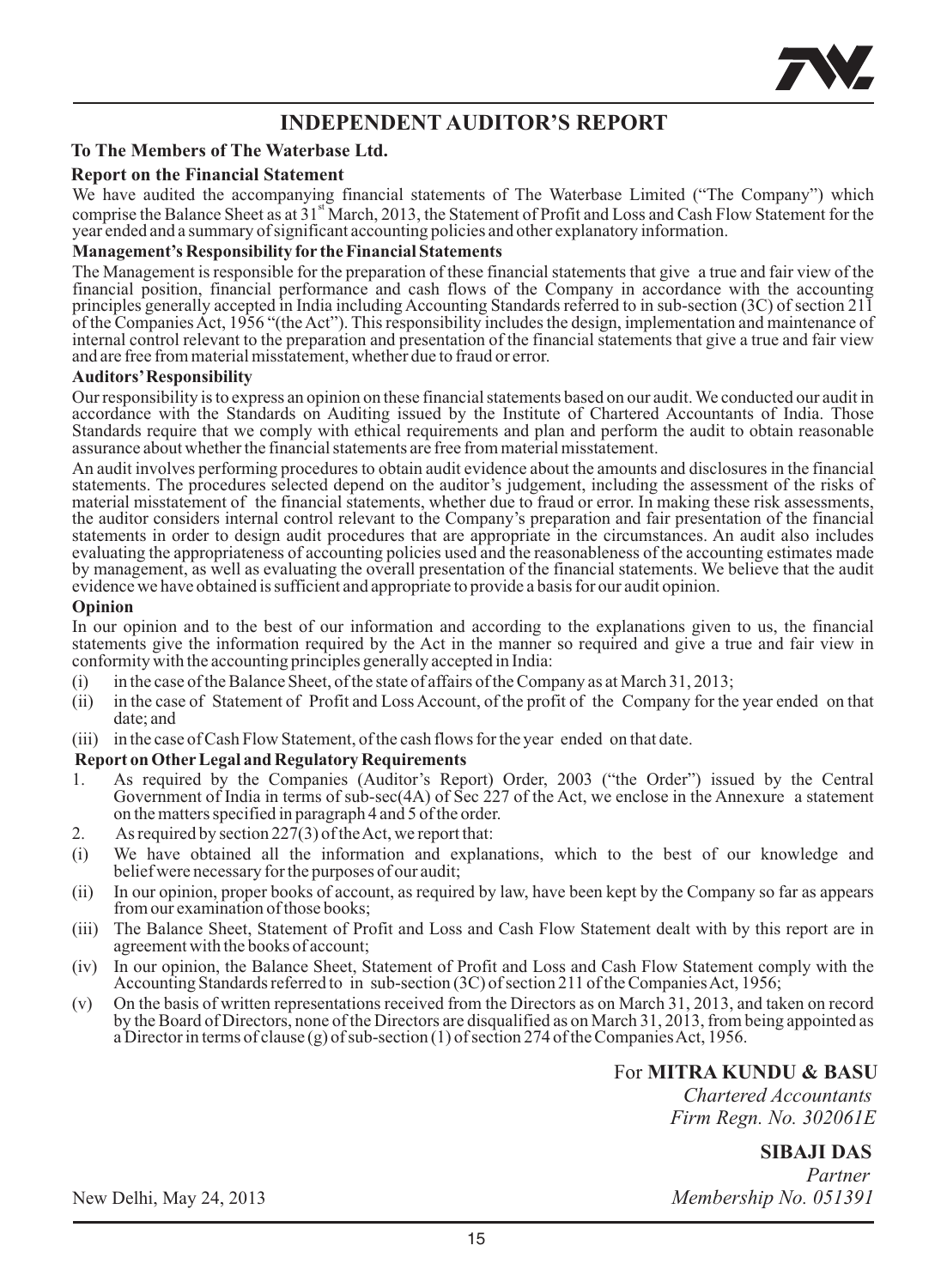# INDEPENDENT AUDITOR'S REPORT

**To The Members of The Waterbase Ltd.**

## Report on the Financial Statement

We have audited the accompanying financial statements of The Waterbase Limited ("The Company") which comprise the Balance Sheet as at 31st March, 2013, the Statement of Profit and Loss and Cash Flow Statement for the year ended and a summary of significant accounting policies and other explanatory information.

### Management's Responsibility for the Financial Statements

The Management is responsible for the preparation of these financial statements that give a true and fair view of the financial position, financial performance and cash flows of the Company in accordance with the accounting principles generally accepted in India including Accounting Standards referred to in sub-section (3C) of section 211 of the Companies Act, 1956 "(the Act"). This responsibility includes the design, implementation and maintenance of internal control relevant to the preparation and presentation of the financial statements that give a true and fair view and are free from material misstatement, whether due to fraud or error.

### Auditors' Responsibility

Our responsibility is to express an opinion on these financial statements based on our audit. We conducted our audit in accordance with the Standards on Auditing issued by the Institute of Chartered Accountants of India. Those Standards require that we comply with ethical requirements and plan and perform the audit to obtain reasonable assurance about whether the financial statements are free from material misstatement.

An audit involves performing procedures to obtain audit evidence about the amounts and disclosures in the financial statements. The procedures selected depend on the auditor's judgement, including the assessment of the risks of material misstatement of the financial statements, whether due to fraud or error. In making these risk assessments, the auditor considers internal control relevant to the Company's preparation and fair presentation of the financial statements in order to design audit procedures that are appropriate in the circumstances. An audit also includes evaluating the appropriateness of accounting policies used and the reasonableness of the accounting estimates made by management, as well as evaluating the overall presentation of the financial statements. We believe that the audit evidence we have obtained is sufficient and appropriate to provide a basis for our audit opinion.

### Opinion

In our opinion and to the best of our information and according to the explanations given to us, the financial statements give the information required by the Act in the manner so required and give a true and fair view in conformity with the accounting principles generally accepted in India:

(i) in the case of the Balance Sheet, of the state of affairs of the Company as at March 31, 2013;

(ii) in the case of Statement of Profit and Loss Account, of the profit of the Company for the year ended on that date; and

(iii) in the case of Cash Flow Statement, of the cash flows for the year ended on that date.

### Report on Other Legal and Regulatory Requirements

1. As required by the Companies (Auditor's Report) Order, 2003 ("the Order") issued by the Central Government of India in terms of sub-sec(4A) of Sec 227 of the Act, we enclose in the Annexure a statement on the matters specified in paragraph 4 and 5 of the order.
2. As required by section 227(3) of the Act, we report that:

(i) We have obtained all the information and explanations, which to the best of our knowledge and belief were necessary for the purposes of our audit;

(ii) In our opinion, proper books of account, as required by law, have been kept by the Company so far as appears from our examination of those books;

(iii) The Balance Sheet, Statement of Profit and Loss and Cash Flow Statement dealt with by this report are in agreement with the books of account;

(iv) In our opinion, the Balance Sheet, Statement of Profit and Loss and Cash Flow Statement comply with the Accounting Standards referred to in sub-section (3C) of section 211 of the Companies Act, 1956;

(v) On the basis of written representations received from the Directors as on March 31, 2013, and taken on record by the Board of Directors, none of the Directors are disqualified as on March 31, 2013, from being appointed as a Director in terms of clause (g) of sub-section (1) of section 274 of the Companies Act, 1956.

For **MITRA KUNDU & BASU**
*Chartered Accountants*
*Firm Regn. No. 302061E*

**SIBAJI DAS**
*Partner*
*Membership No. 051391*

New Delhi, May 24, 2013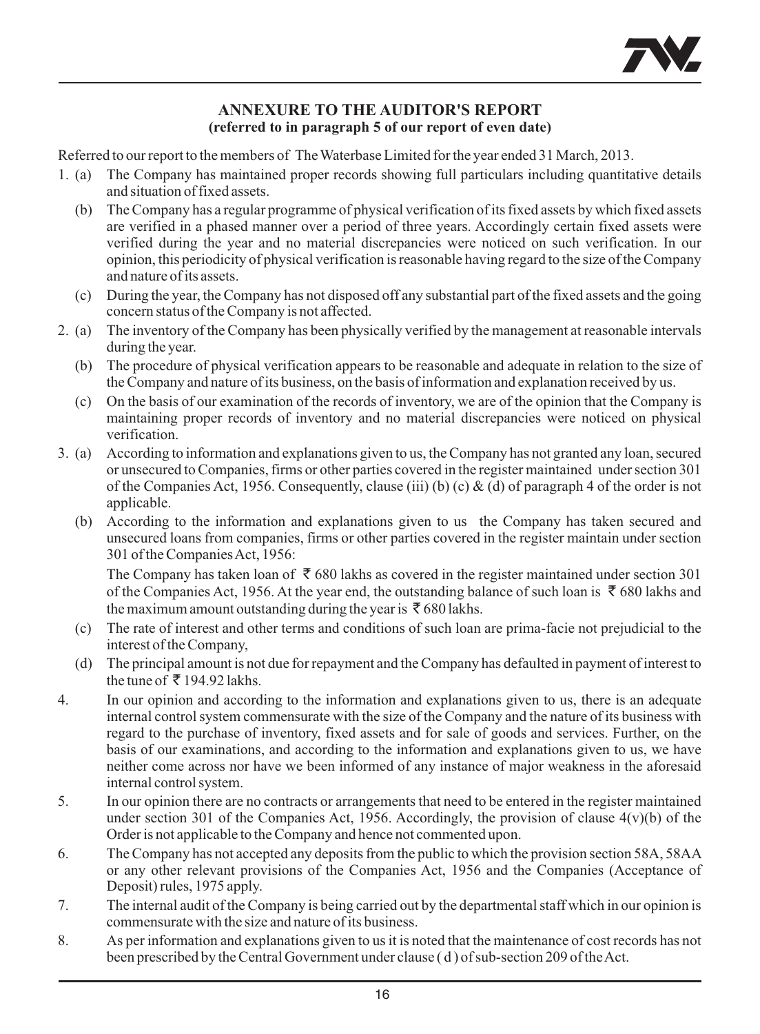## ANNEXURE TO THE AUDITOR'S REPORT

**(referred to in paragraph 5 of our report of even date)**

Referred to our report to the members of The Waterbase Limited for the year ended 31 March, 2013.

1. (a) The Company has maintained proper records showing full particulars including quantitative details and situation of fixed assets.

   (b) The Company has a regular programme of physical verification of its fixed assets by which fixed assets are verified in a phased manner over a period of three years. Accordingly certain fixed assets were verified during the year and no material discrepancies were noticed on such verification. In our opinion, this periodicity of physical verification is reasonable having regard to the size of the Company and nature of its assets.

   (c) During the year, the Company has not disposed off any substantial part of the fixed assets and the going concern status of the Company is not affected.

2. (a) The inventory of the Company has been physically verified by the management at reasonable intervals during the year.

   (b) The procedure of physical verification appears to be reasonable and adequate in relation to the size of the Company and nature of its business, on the basis of information and explanation received by us.

   (c) On the basis of our examination of the records of inventory, we are of the opinion that the Company is maintaining proper records of inventory and no material discrepancies were noticed on physical verification.

3. (a) According to information and explanations given to us, the Company has not granted any loan, secured or unsecured to Companies, firms or other parties covered in the register maintained under section 301 of the Companies Act, 1956. Consequently, clause (iii) (b) (c) & (d) of paragraph 4 of the order is not applicable.

   (b) According to the information and explanations given to us the Company has taken secured and unsecured loans from companies, firms or other parties covered in the register maintain under section 301 of the Companies Act, 1956:

   The Company has taken loan of ₹ 680 lakhs as covered in the register maintained under section 301 of the Companies Act, 1956. At the year end, the outstanding balance of such loan is ₹ 680 lakhs and the maximum amount outstanding during the year is ₹ 680 lakhs.

   (c) The rate of interest and other terms and conditions of such loan are prima-facie not prejudicial to the interest of the Company,

   (d) The principal amount is not due for repayment and the Company has defaulted in payment of interest to the tune of ₹ 194.92 lakhs.

4. In our opinion and according to the information and explanations given to us, there is an adequate internal control system commensurate with the size of the Company and the nature of its business with regard to the purchase of inventory, fixed assets and for sale of goods and services. Further, on the basis of our examinations, and according to the information and explanations given to us, we have neither come across nor have we been informed of any instance of major weakness in the aforesaid internal control system.

5. In our opinion there are no contracts or arrangements that need to be entered in the register maintained under section 301 of the Companies Act, 1956. Accordingly, the provision of clause 4(v)(b) of the Order is not applicable to the Company and hence not commented upon.

6. The Company has not accepted any deposits from the public to which the provision section 58A, 58AA or any other relevant provisions of the Companies Act, 1956 and the Companies (Acceptance of Deposit) rules, 1975 apply.

7. The internal audit of the Company is being carried out by the departmental staff which in our opinion is commensurate with the size and nature of its business.

8. As per information and explanations given to us it is noted that the maintenance of cost records has not been prescribed by the Central Government under clause ( d ) of sub-section 209 of the Act.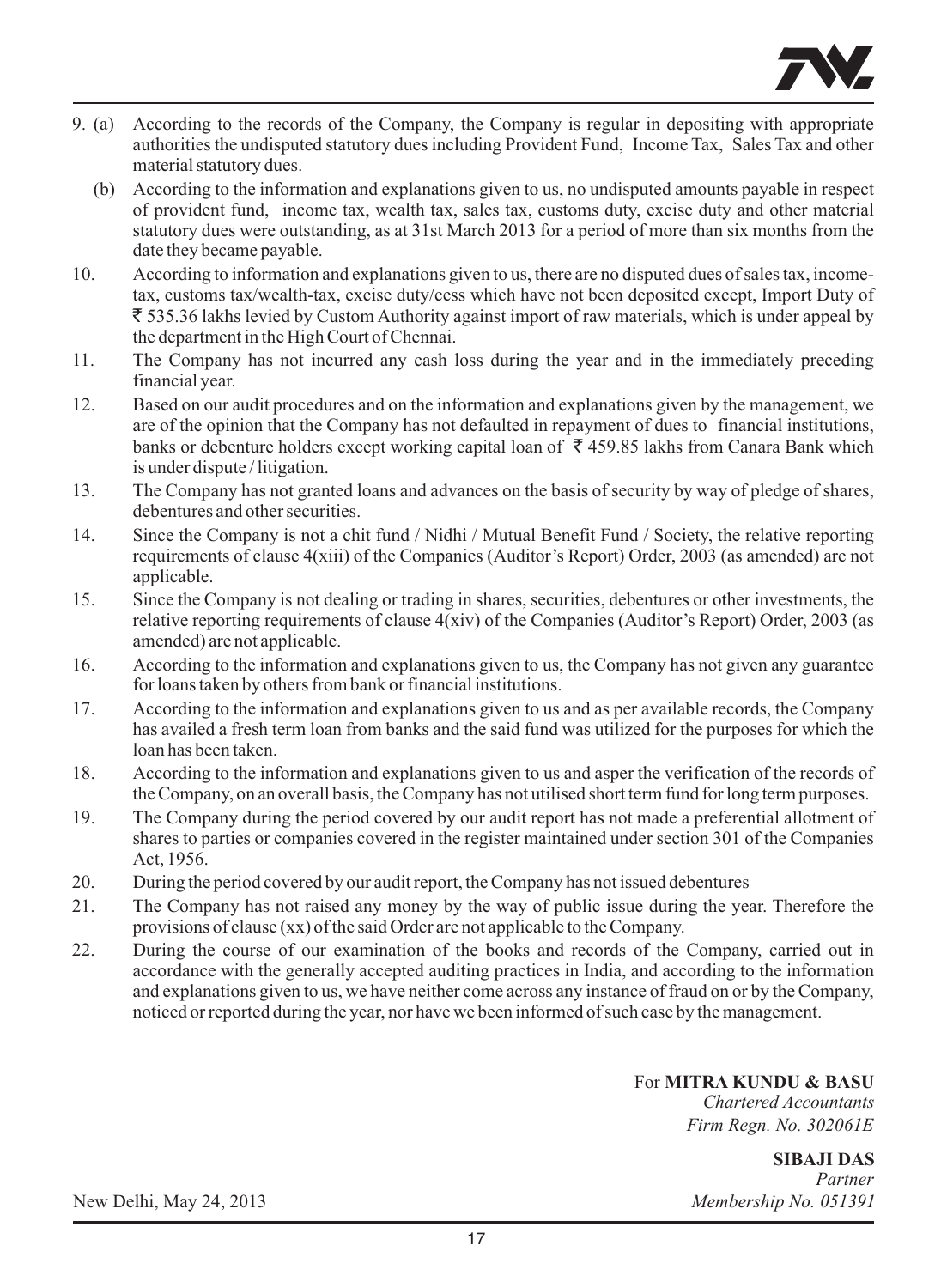9. (a) According to the records of the Company, the Company is regular in depositing with appropriate authorities the undisputed statutory dues including Provident Fund, Income Tax, Sales Tax and other material statutory dues.

   (b) According to the information and explanations given to us, no undisputed amounts payable in respect of provident fund, income tax, wealth tax, sales tax, customs duty, excise duty and other material statutory dues were outstanding, as at 31st March 2013 for a period of more than six months from the date they became payable.

10. According to information and explanations given to us, there are no disputed dues of sales tax, income-tax, customs tax/wealth-tax, excise duty/cess which have not been deposited except, Import Duty of ₹ 535.36 lakhs levied by Custom Authority against import of raw materials, which is under appeal by the department in the High Court of Chennai.

11. The Company has not incurred any cash loss during the year and in the immediately preceding financial year.

12. Based on our audit procedures and on the information and explanations given by the management, we are of the opinion that the Company has not defaulted in repayment of dues to financial institutions, banks or debenture holders except working capital loan of ₹ 459.85 lakhs from Canara Bank which is under dispute / litigation.

13. The Company has not granted loans and advances on the basis of security by way of pledge of shares, debentures and other securities.

14. Since the Company is not a chit fund / Nidhi / Mutual Benefit Fund / Society, the relative reporting requirements of clause 4(xiii) of the Companies (Auditor's Report) Order, 2003 (as amended) are not applicable.

15. Since the Company is not dealing or trading in shares, securities, debentures or other investments, the relative reporting requirements of clause 4(xiv) of the Companies (Auditor's Report) Order, 2003 (as amended) are not applicable.

16. According to the information and explanations given to us, the Company has not given any guarantee for loans taken by others from bank or financial institutions.

17. According to the information and explanations given to us and as per available records, the Company has availed a fresh term loan from banks and the said fund was utilized for the purposes for which the loan has been taken.

18. According to the information and explanations given to us and asper the verification of the records of the Company, on an overall basis, the Company has not utilised short term fund for long term purposes.

19. The Company during the period covered by our audit report has not made a preferential allotment of shares to parties or companies covered in the register maintained under section 301 of the Companies Act, 1956.

20. During the period covered by our audit report, the Company has not issued debentures

21. The Company has not raised any money by the way of public issue during the year. Therefore the provisions of clause (xx) of the said Order are not applicable to the Company.

22. During the course of our examination of the books and records of the Company, carried out in accordance with the generally accepted auditing practices in India, and according to the information and explanations given to us, we have neither come across any instance of fraud on or by the Company, noticed or reported during the year, nor have we been informed of such case by the management.

For **MITRA KUNDU & BASU**
*Chartered Accountants*
*Firm Regn. No. 302061E*

**SIBAJI DAS**
*Partner*
*Membership No. 051391*

New Delhi, May 24, 2013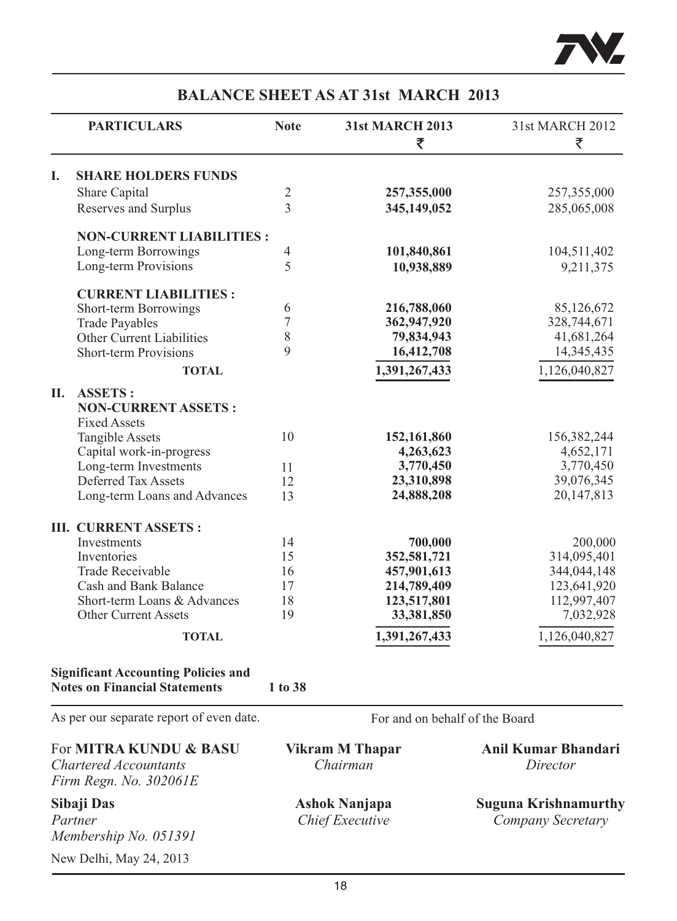# BALANCE SHEET AS AT 31st MARCH 2013

| PARTICULARS | Note | 31st MARCH 2013 ₹ | 31st MARCH 2012 ₹ |
|---|---|---|---|
| **I. SHARE HOLDERS FUNDS** | | | |
| Share Capital | 2 | **257,355,000** | 257,355,000 |
| Reserves and Surplus | 3 | **345,149,052** | 285,065,008 |
| **NON-CURRENT LIABILITIES :** | | | |
| Long-term Borrowings | 4 | **101,840,861** | 104,511,402 |
| Long-term Provisions | 5 | **10,938,889** | 9,211,375 |
| **CURRENT LIABILITIES :** | | | |
| Short-term Borrowings | 6 | **216,788,060** | 85,126,672 |
| Trade Payables | 7 | **362,947,920** | 328,744,671 |
| Other Current Liabilities | 8 | **79,834,943** | 41,681,264 |
| Short-term Provisions | 9 | **16,412,708** | 14,345,435 |
| **TOTAL** | | **1,391,267,433** | 1,126,040,827 |
| **II. ASSETS :** | | | |
| **NON-CURRENT ASSETS :** | | | |
| Fixed Assets | | | |
| Tangible Assets | 10 | **152,161,860** | 156,382,244 |
| Capital work-in-progress | | **4,263,623** | 4,652,171 |
| Long-term Investments | 11 | **3,770,450** | 3,770,450 |
| Deferred Tax Assets | 12 | **23,310,898** | 39,076,345 |
| Long-term Loans and Advances | 13 | **24,888,208** | 20,147,813 |
| **III. CURRENT ASSETS :** | | | |
| Investments | 14 | **700,000** | 200,000 |
| Inventories | 15 | **352,581,721** | 314,095,401 |
| Trade Receivable | 16 | **457,901,613** | 344,044,148 |
| Cash and Bank Balance | 17 | **214,789,409** | 123,641,920 |
| Short-term Loans & Advances | 18 | **123,517,801** | 112,997,407 |
| Other Current Assets | 19 | **33,381,850** | 7,032,928 |
| **TOTAL** | | **1,391,267,433** | 1,126,040,827 |

**Significant Accounting Policies and Notes on Financial Statements** **1 to 38**

As per our separate report of even date.

For and on behalf of the Board

For **MITRA KUNDU & BASU**
*Chartered Accountants*
*Firm Regn. No. 302061E*

**Vikram M Thapar**
*Chairman*

**Anil Kumar Bhandari**
*Director*

**Sibaji Das**
*Partner*
*Membership No. 051391*

**Ashok Nanjapa**
*Chief Executive*

**Suguna Krishnamurthy**
*Company Secretary*

New Delhi, May 24, 2013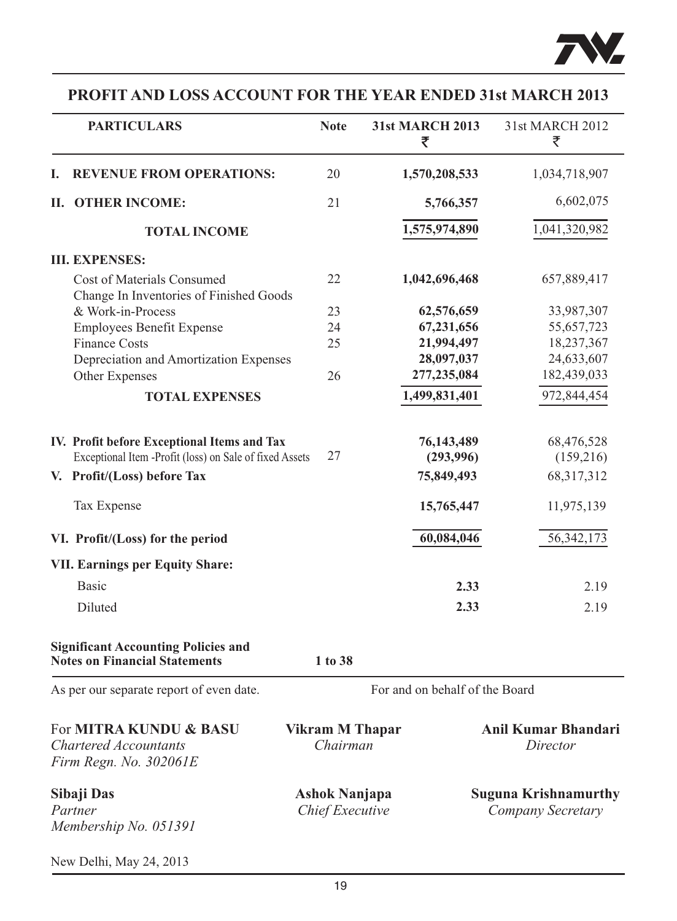## PROFIT AND LOSS ACCOUNT FOR THE YEAR ENDED 31st MARCH 2013

| PARTICULARS | Note | 31st MARCH 2013 ₹ | 31st MARCH 2012 ₹ |
|---|---|---|---|
| **I. REVENUE FROM OPERATIONS:** | 20 | **1,570,208,533** | 1,034,718,907 |
| **II. OTHER INCOME:** | 21 | **5,766,357** | 6,602,075 |
| **TOTAL INCOME** | | **1,575,974,890** | 1,041,320,982 |
| **III. EXPENSES:** | | | |
| Cost of Materials Consumed | 22 | **1,042,696,468** | 657,889,417 |
| Change In Inventories of Finished Goods & Work-in-Process | 23 | **62,576,659** | 33,987,307 |
| Employees Benefit Expense | 24 | **67,231,656** | 55,657,723 |
| Finance Costs | 25 | **21,994,497** | 18,237,367 |
| Depreciation and Amortization Expenses | | **28,097,037** | 24,633,607 |
| Other Expenses | 26 | **277,235,084** | 182,439,033 |
| **TOTAL EXPENSES** | | **1,499,831,401** | 972,844,454 |
| **IV. Profit before Exceptional Items and Tax** | | **76,143,489** | 68,476,528 |
| Exceptional Item -Profit (loss) on Sale of fixed Assets | 27 | **(293,996)** | (159,216) |
| **V. Profit/(Loss) before Tax** | | **75,849,493** | 68,317,312 |
| Tax Expense | | **15,765,447** | 11,975,139 |
| **VI. Profit/(Loss) for the period** | | **60,084,046** | 56,342,173 |
| **VII. Earnings per Equity Share:** | | | |
| Basic | | **2.33** | 2.19 |
| Diluted | | **2.33** | 2.19 |
| **Significant Accounting Policies and Notes on Financial Statements** | **1 to 38** | | |

As per our separate report of even date.

For and on behalf of the Board

For **MITRA KUNDU & BASU**
*Chartered Accountants*
*Firm Regn. No. 302061E*

**Vikram M Thapar**
*Chairman*

**Anil Kumar Bhandari**
*Director*

**Sibaji Das**
*Partner*
*Membership No. 051391*

**Ashok Nanjapa**
*Chief Executive*

**Suguna Krishnamurthy**
*Company Secretary*

New Delhi, May 24, 2013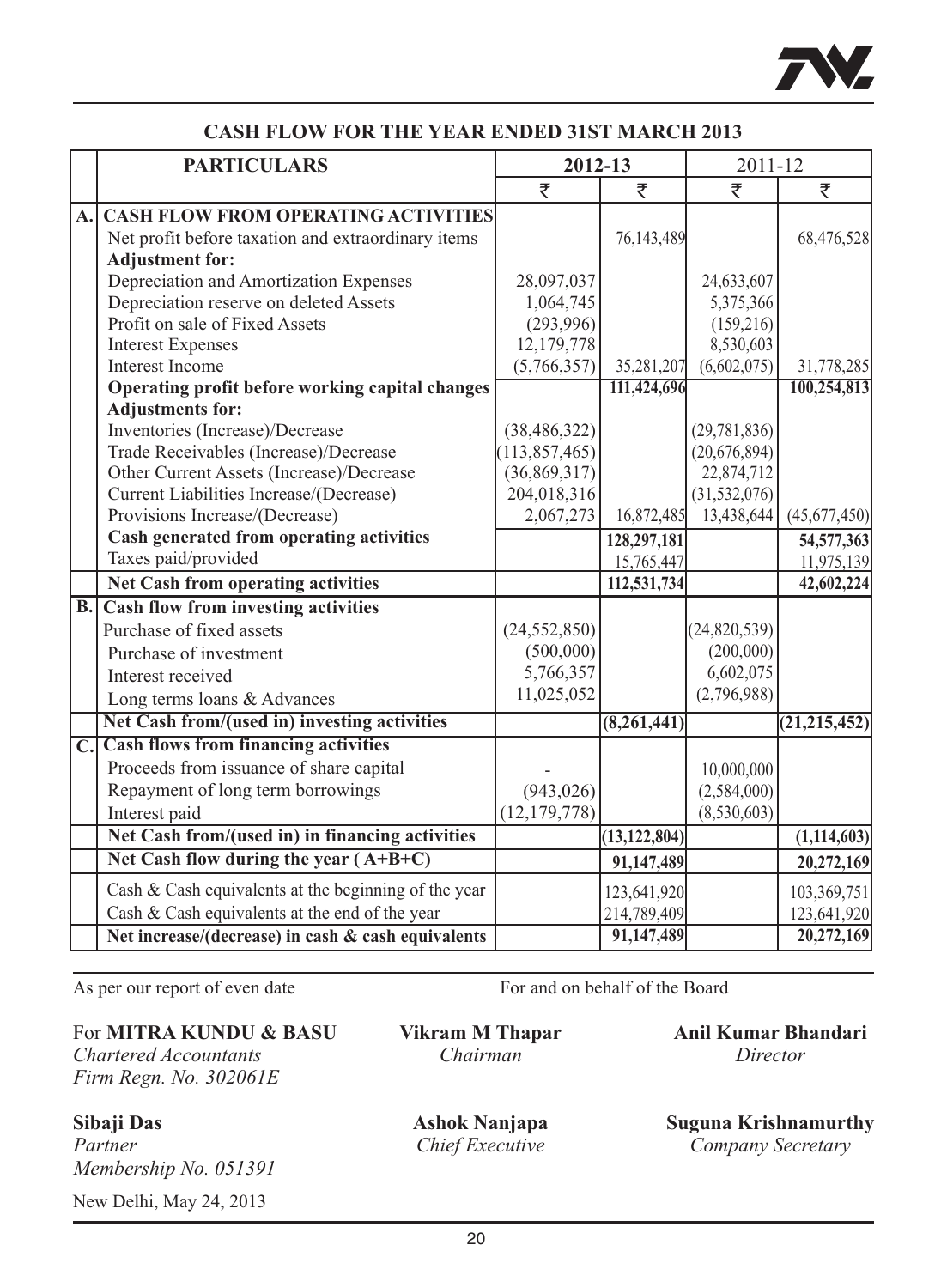## CASH FLOW FOR THE YEAR ENDED 31ST MARCH 2013

| | PARTICULARS | 2012-13 | | 2011-12 | |
|---|---|---|---|---|---|
| | | ₹ | ₹ | ₹ | ₹ |
| **A.** | **CASH FLOW FROM OPERATING ACTIVITIES** | | | | |
| | Net profit before taxation and extraordinary items | | 76,143,489 | | 68,476,528 |
| | **Adjustment for:** | | | | |
| | Depreciation and Amortization Expenses | 28,097,037 | | 24,633,607 | |
| | Depreciation reserve on deleted Assets | 1,064,745 | | 5,375,366 | |
| | Profit on sale of Fixed Assets | (293,996) | | (159,216) | |
| | Interest Expenses | 12,179,778 | | 8,530,603 | |
| | Interest Income | (5,766,357) | 35,281,207 | (6,602,075) | 31,778,285 |
| | **Operating profit before working capital changes** | | **111,424,696** | | **100,254,813** |
| | **Adjustments for:** | | | | |
| | Inventories (Increase)/Decrease | (38,486,322) | | (29,781,836) | |
| | Trade Receivables (Increase)/Decrease | (113,857,465) | | (20,676,894) | |
| | Other Current Assets (Increase)/Decrease | (36,869,317) | | 22,874,712 | |
| | Current Liabilities Increase/(Decrease) | 204,018,316 | | (31,532,076) | |
| | Provisions Increase/(Decrease) | 2,067,273 | 16,872,485 | 13,438,644 | (45,677,450) |
| | **Cash generated from operating activities** | | **128,297,181** | | **54,577,363** |
| | Taxes paid/provided | | 15,765,447 | | 11,975,139 |
| | **Net Cash from operating activities** | | **112,531,734** | | **42,602,224** |
| **B.** | **Cash flow from investing activities** | | | | |
| | Purchase of fixed assets | (24,552,850) | | (24,820,539) | |
| | Purchase of investment | (500,000) | | (200,000) | |
| | Interest received | 5,766,357 | | 6,602,075 | |
| | Long terms loans & Advances | 11,025,052 | | (2,796,988) | |
| | **Net Cash from/(used in) investing activities** | | **(8,261,441)** | | **(21,215,452)** |
| **C.** | **Cash flows from financing activities** | | | | |
| | Proceeds from issuance of share capital | - | | 10,000,000 | |
| | Repayment of long term borrowings | (943,026) | | (2,584,000) | |
| | Interest paid | (12,179,778) | | (8,530,603) | |
| | **Net Cash from/(used in) in financing activities** | | **(13,122,804)** | | **(1,114,603)** |
| | **Net Cash flow during the year ( A+B+C)** | | **91,147,489** | | **20,272,169** |
| | Cash & Cash equivalents at the beginning of the year | | 123,641,920 | | 103,369,751 |
| | Cash & Cash equivalents at the end of the year | | 214,789,409 | | 123,641,920 |
| | **Net increase/(decrease) in cash & cash equivalents** | | **91,147,489** | | **20,272,169** |

As per our report of even date

For **MITRA KUNDU & BASU**
*Chartered Accountants*
*Firm Regn. No. 302061E*

**Sibaji Das**
*Partner*
*Membership No. 051391*

New Delhi, May 24, 2013

For and on behalf of the Board

**Vikram M Thapar**
*Chairman*

**Anil Kumar Bhandari**
*Director*

**Ashok Nanjapa**
*Chief Executive*

**Suguna Krishnamurthy**
*Company Secretary*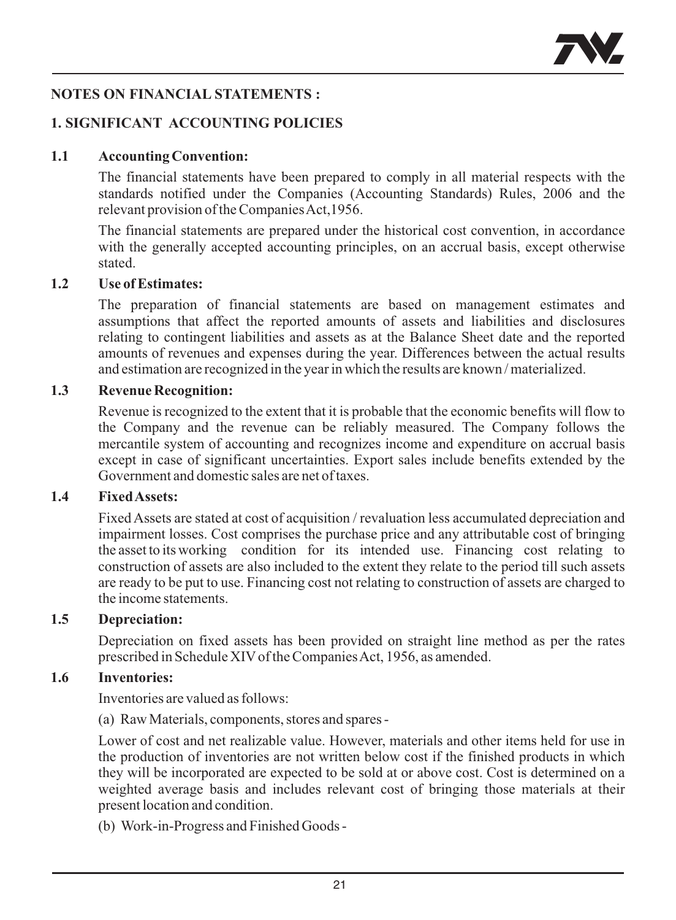## NOTES ON FINANCIAL STATEMENTS :

### 1. SIGNIFICANT ACCOUNTING POLICIES

**1.1 Accounting Convention:**

The financial statements have been prepared to comply in all material respects with the standards notified under the Companies (Accounting Standards) Rules, 2006 and the relevant provision of the Companies Act,1956.

The financial statements are prepared under the historical cost convention, in accordance with the generally accepted accounting principles, on an accrual basis, except otherwise stated.

**1.2 Use of Estimates:**

The preparation of financial statements are based on management estimates and assumptions that affect the reported amounts of assets and liabilities and disclosures relating to contingent liabilities and assets as at the Balance Sheet date and the reported amounts of revenues and expenses during the year. Differences between the actual results and estimation are recognized in the year in which the results are known / materialized.

**1.3 Revenue Recognition:**

Revenue is recognized to the extent that it is probable that the economic benefits will flow to the Company and the revenue can be reliably measured. The Company follows the mercantile system of accounting and recognizes income and expenditure on accrual basis except in case of significant uncertainties. Export sales include benefits extended by the Government and domestic sales are net of taxes.

**1.4 Fixed Assets:**

Fixed Assets are stated at cost of acquisition / revaluation less accumulated depreciation and impairment losses. Cost comprises the purchase price and any attributable cost of bringing the asset to its working condition for its intended use. Financing cost relating to construction of assets are also included to the extent they relate to the period till such assets are ready to be put to use. Financing cost not relating to construction of assets are charged to the income statements.

**1.5 Depreciation:**

Depreciation on fixed assets has been provided on straight line method as per the rates prescribed in Schedule XIV of the Companies Act, 1956, as amended.

**1.6 Inventories:**

Inventories are valued as follows:

(a) Raw Materials, components, stores and spares -

Lower of cost and net realizable value. However, materials and other items held for use in the production of inventories are not written below cost if the finished products in which they will be incorporated are expected to be sold at or above cost. Cost is determined on a weighted average basis and includes relevant cost of bringing those materials at their present location and condition.

(b) Work-in-Progress and Finished Goods -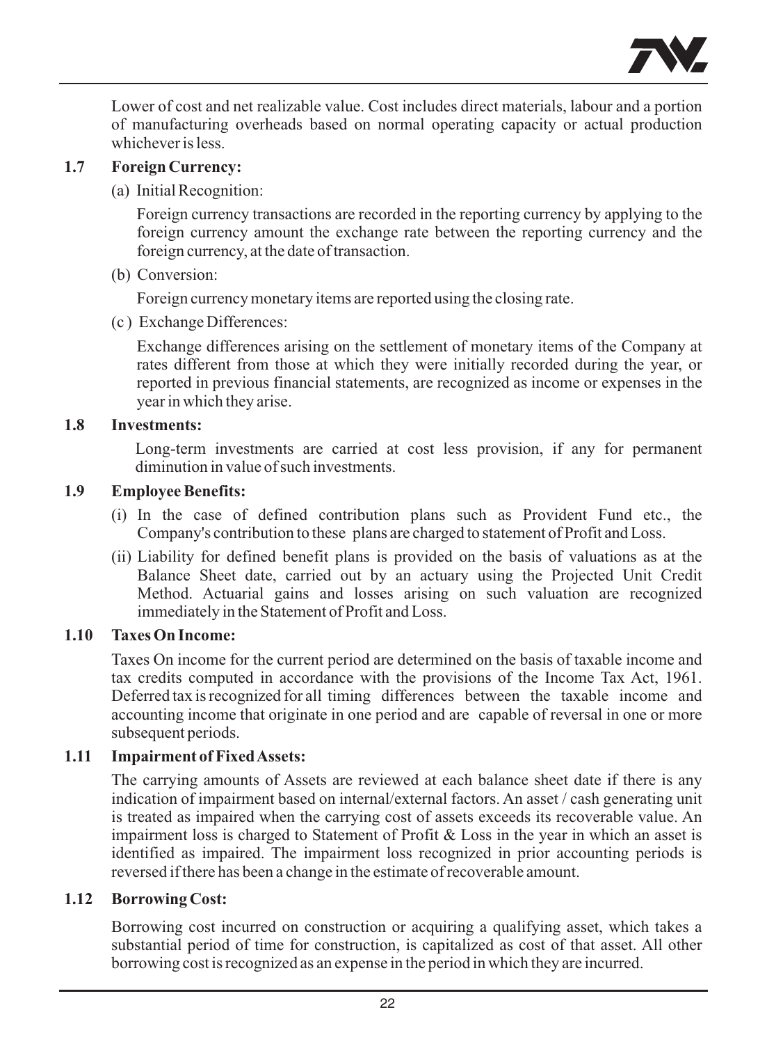Lower of cost and net realizable value. Cost includes direct materials, labour and a portion of manufacturing overheads based on normal operating capacity or actual production whichever is less.

**1.7 Foreign Currency:**

(a) Initial Recognition:

Foreign currency transactions are recorded in the reporting currency by applying to the foreign currency amount the exchange rate between the reporting currency and the foreign currency, at the date of transaction.

(b) Conversion:

Foreign currency monetary items are reported using the closing rate.

(c ) Exchange Differences:

Exchange differences arising on the settlement of monetary items of the Company at rates different from those at which they were initially recorded during the year, or reported in previous financial statements, are recognized as income or expenses in the year in which they arise.

**1.8 Investments:**

Long-term investments are carried at cost less provision, if any for permanent diminution in value of such investments.

**1.9 Employee Benefits:**

(i) In the case of defined contribution plans such as Provident Fund etc., the Company's contribution to these plans are charged to statement of Profit and Loss.

(ii) Liability for defined benefit plans is provided on the basis of valuations as at the Balance Sheet date, carried out by an actuary using the Projected Unit Credit Method. Actuarial gains and losses arising on such valuation are recognized immediately in the Statement of Profit and Loss.

**1.10 Taxes On Income:**

Taxes On income for the current period are determined on the basis of taxable income and tax credits computed in accordance with the provisions of the Income Tax Act, 1961. Deferred tax is recognized for all timing differences between the taxable income and accounting income that originate in one period and are capable of reversal in one or more subsequent periods.

**1.11 Impairment of Fixed Assets:**

The carrying amounts of Assets are reviewed at each balance sheet date if there is any indication of impairment based on internal/external factors. An asset / cash generating unit is treated as impaired when the carrying cost of assets exceeds its recoverable value. An impairment loss is charged to Statement of Profit & Loss in the year in which an asset is identified as impaired. The impairment loss recognized in prior accounting periods is reversed if there has been a change in the estimate of recoverable amount.

**1.12 Borrowing Cost:**

Borrowing cost incurred on construction or acquiring a qualifying asset, which takes a substantial period of time for construction, is capitalized as cost of that asset. All other borrowing cost is recognized as an expense in the period in which they are incurred.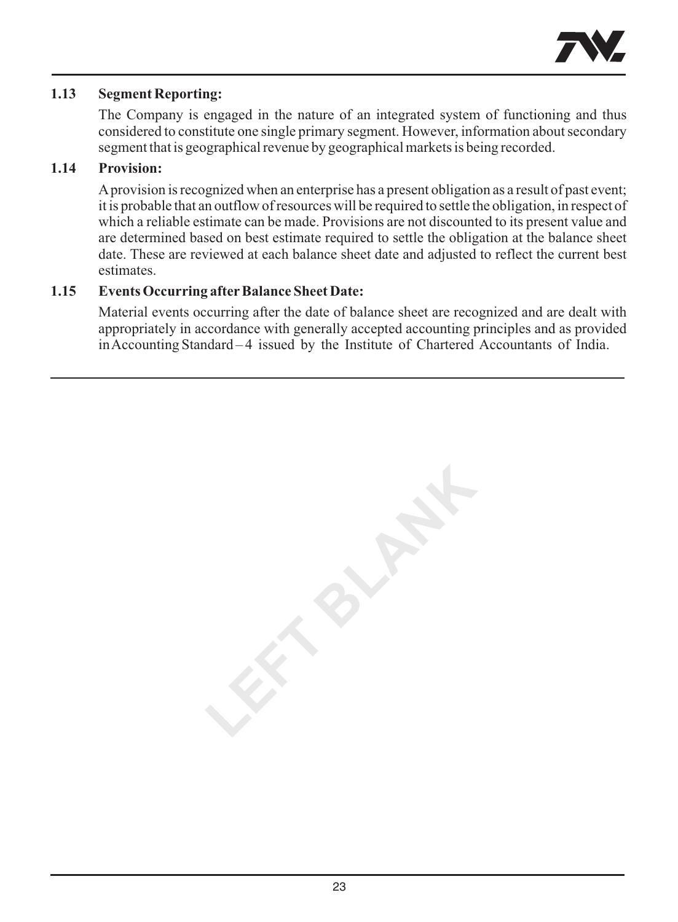### 1.13 Segment Reporting:

The Company is engaged in the nature of an integrated system of functioning and thus considered to constitute one single primary segment. However, information about secondary segment that is geographical revenue by geographical markets is being recorded.

### 1.14 Provision:

A provision is recognized when an enterprise has a present obligation as a result of past event; it is probable that an outflow of resources will be required to settle the obligation, in respect of which a reliable estimate can be made. Provisions are not discounted to its present value and are determined based on best estimate required to settle the obligation at the balance sheet date. These are reviewed at each balance sheet date and adjusted to reflect the current best estimates.

### 1.15 Events Occurring after Balance Sheet Date:

Material events occurring after the date of balance sheet are recognized and are dealt with appropriately in accordance with generally accepted accounting principles and as provided in Accounting Standard – 4 issued by the Institute of Chartered Accountants of India.

LEFT BLANK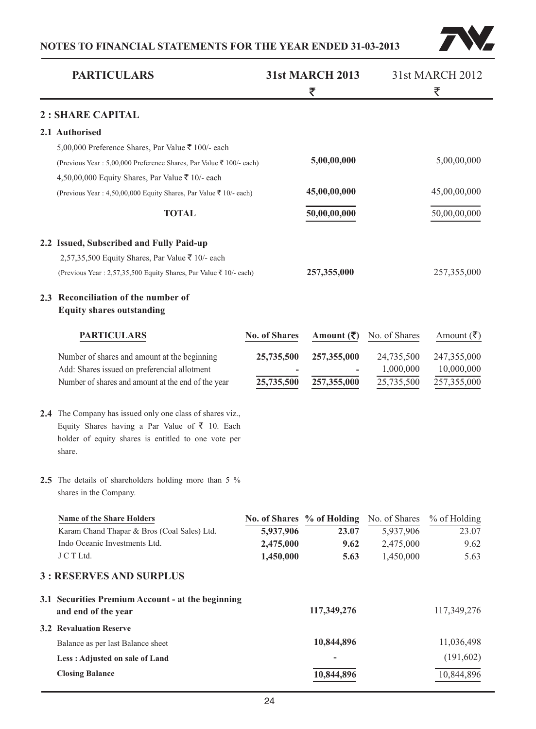| PARTICULARS | 31st MARCH 2013 ₹ | 31st MARCH 2012 ₹ |
|---|---|---|

## 2 : SHARE CAPITAL

**2.1 Authorised**

| | 31st MARCH 2013 ₹ | 31st MARCH 2012 ₹ |
|---|---|---|
| 5,00,000 Preference Shares, Par Value ₹ 100/- each (Previous Year : 5,00,000 Preference Shares, Par Value ₹ 100/- each) | **5,00,00,000** | 5,00,00,000 |
| 4,50,00,000 Equity Shares, Par Value ₹ 10/- each (Previous Year : 4,50,00,000 Equity Shares, Par Value ₹ 10/- each) | **45,00,00,000** | 45,00,00,000 |
| **TOTAL** | **50,00,00,000** | 50,00,00,000 |

**2.2 Issued, Subscribed and Fully Paid-up**

| | 31st MARCH 2013 ₹ | 31st MARCH 2012 ₹ |
|---|---|---|
| 2,57,35,500 Equity Shares, Par Value ₹ 10/- each (Previous Year : 2,57,35,500 Equity Shares, Par Value ₹ 10/- each) | **257,355,000** | 257,355,000 |

**2.3 Reconciliation of the number of Equity shares outstanding**

| PARTICULARS | No. of Shares | Amount (₹) | No. of Shares | Amount (₹) |
|---|---|---|---|---|
| Number of shares and amount at the beginning | **25,735,500** | **257,355,000** | 24,735,500 | 247,355,000 |
| Add: Shares issued on preferencial allotment | **-** | **-** | 1,000,000 | 10,000,000 |
| Number of shares and amount at the end of the year | **25,735,500** | **257,355,000** | 25,735,500 | 257,355,000 |

**2.4** The Company has issued only one class of shares viz., Equity Shares having a Par Value of ₹ 10. Each holder of equity shares is entitled to one vote per share.

**2.5** The details of shareholders holding more than 5 % shares in the Company.

| Name of the Share Holders | No. of Shares | % of Holding | No. of Shares | % of Holding |
|---|---|---|---|---|
| Karam Chand Thapar & Bros (Coal Sales) Ltd. | **5,937,906** | **23.07** | 5,937,906 | 23.07 |
| Indo Oceanic Investments Ltd. | **2,475,000** | **9.62** | 2,475,000 | 9.62 |
| J C T Ltd. | **1,450,000** | **5.63** | 1,450,000 | 5.63 |

## 3 : RESERVES AND SURPLUS

| | 31st MARCH 2013 ₹ | 31st MARCH 2012 ₹ |
|---|---|---|
| **3.1 Securities Premium Account - at the beginning and end of the year** | **117,349,276** | 117,349,276 |
| **3.2 Revaluation Reserve** | | |
| Balance as per last Balance sheet | **10,844,896** | 11,036,498 |
| **Less : Adjusted on sale of Land** | **-** | (191,602) |
| **Closing Balance** | **10,844,896** | 10,844,896 |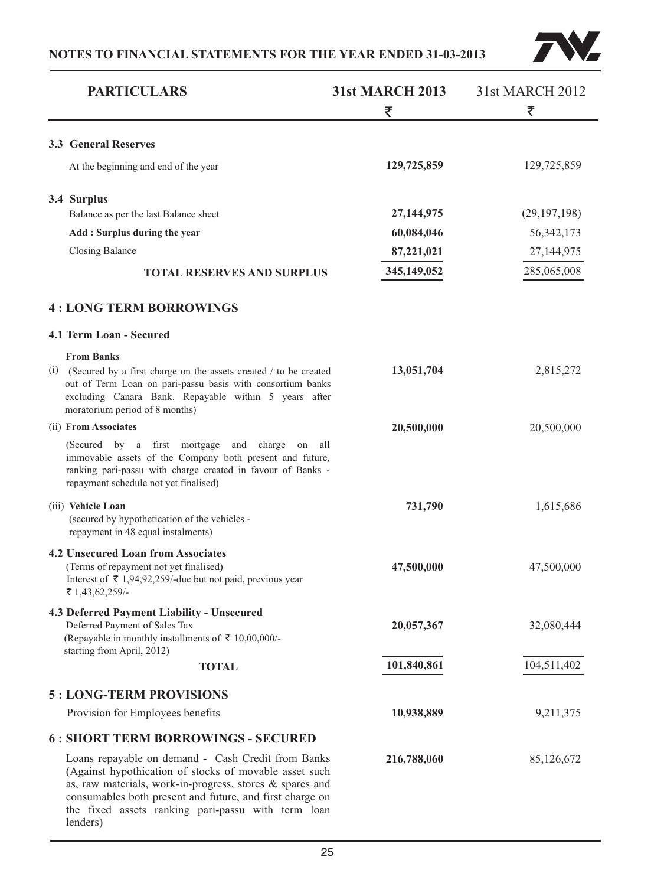## NOTES TO FINANCIAL STATEMENTS FOR THE YEAR ENDED 31-03-2013

| PARTICULARS | 31st MARCH 2013 ₹ | 31st MARCH 2012 ₹ |
|---|---|---|
| **3.3 General Reserves** | | |
| At the beginning and end of the year | **129,725,859** | 129,725,859 |
| **3.4 Surplus** | | |
| Balance as per the last Balance sheet | **27,144,975** | (29,197,198) |
| **Add : Surplus during the year** | **60,084,046** | 56,342,173 |
| Closing Balance | **87,221,021** | 27,144,975 |
| **TOTAL RESERVES AND SURPLUS** | **345,149,052** | 285,065,008 |
| **4 : LONG TERM BORROWINGS** | | |
| **4.1 Term Loan - Secured** | | |
| **From Banks** | | |
| (i) (Secured by a first charge on the assets created / to be created out of Term Loan on pari-passu basis with consortium banks excluding Canara Bank. Repayable within 5 years after moratorium period of 8 months) | **13,051,704** | 2,815,272 |
| (ii) **From Associates** (Secured by a first mortgage and charge on all immovable assets of the Company both present and future, ranking pari-passu with charge created in favour of Banks - repayment schedule not yet finalised) | **20,500,000** | 20,500,000 |
| (iii) **Vehicle Loan** (secured by hypothecation of the vehicles - repayment in 48 equal instalments) | **731,790** | 1,615,686 |
| **4.2 Unsecured Loan from Associates** (Terms of repayment not yet finalised) Interest of ₹ 1,94,92,259/-due but not paid, previous year ₹ 1,43,62,259/- | **47,500,000** | 47,500,000 |
| **4.3 Deferred Payment Liability - Unsecured** Deferred Payment of Sales Tax (Repayable in monthly installments of ₹ 10,00,000/- starting from April, 2012) | **20,057,367** | 32,080,444 |
| **TOTAL** | **101,840,861** | 104,511,402 |
| **5 : LONG-TERM PROVISIONS** | | |
| Provision for Employees benefits | **10,938,889** | 9,211,375 |
| **6 : SHORT TERM BORROWINGS - SECURED** | | |
| Loans repayable on demand - Cash Credit from Banks (Against hypothication of stocks of movable asset such as, raw materials, work-in-progress, stores & spares and consumables both present and future, and first charge on the fixed assets ranking pari-passu with term loan lenders) | **216,788,060** | 85,126,672 |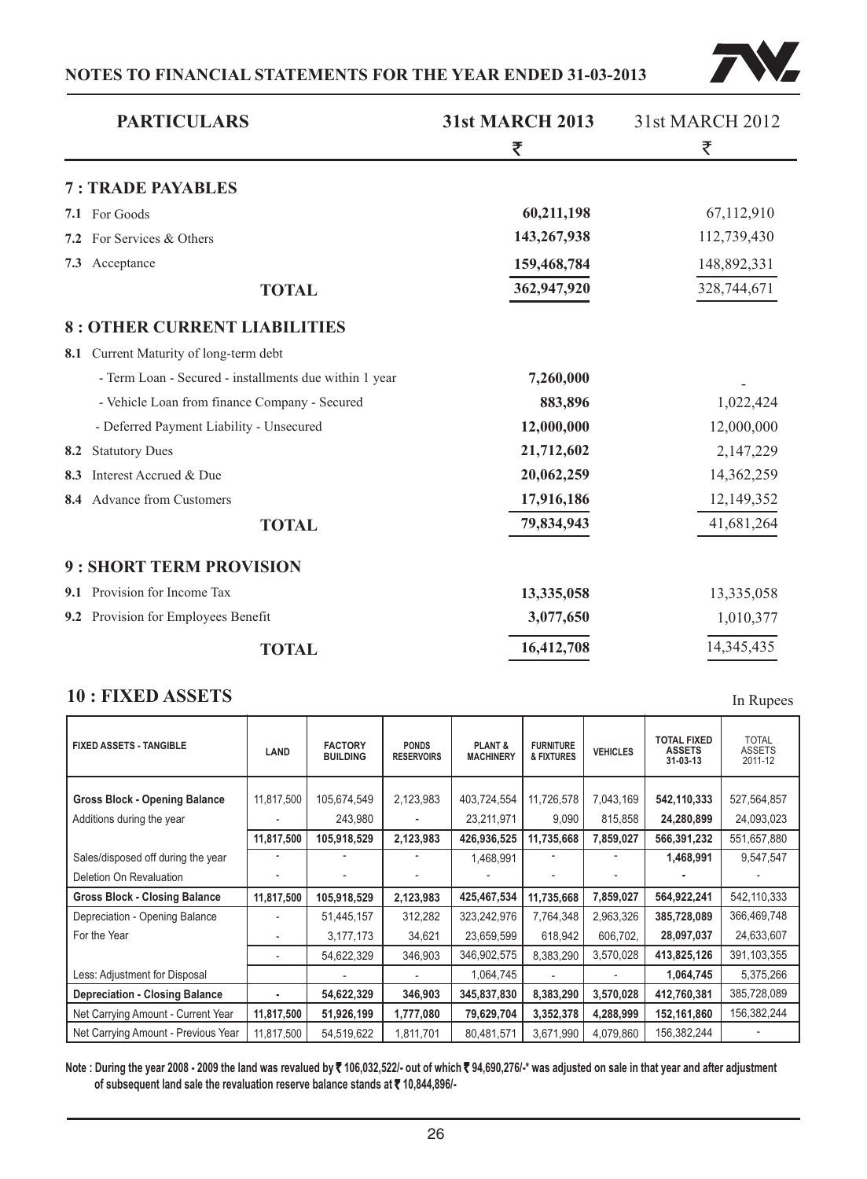| PARTICULARS | 31st MARCH 2013 ₹ | 31st MARCH 2012 ₹ |
|---|---|---|
| **7 : TRADE PAYABLES** | | |
| 7.1 For Goods | 60,211,198 | 67,112,910 |
| 7.2 For Services & Others | 143,267,938 | 112,739,430 |
| 7.3 Acceptance | 159,468,784 | 148,892,331 |
| **TOTAL** | 362,947,920 | 328,744,671 |
| **8 : OTHER CURRENT LIABILITIES** | | |
| 8.1 Current Maturity of long-term debt | | |
| - Term Loan - Secured - installments due within 1 year | 7,260,000 | - |
| - Vehicle Loan from finance Company - Secured | 883,896 | 1,022,424 |
| - Deferred Payment Liability - Unsecured | 12,000,000 | 12,000,000 |
| 8.2 Statutory Dues | 21,712,602 | 2,147,229 |
| 8.3 Interest Accrued & Due | 20,062,259 | 14,362,259 |
| 8.4 Advance from Customers | 17,916,186 | 12,149,352 |
| **TOTAL** | 79,834,943 | 41,681,264 |
| **9 : SHORT TERM PROVISION** | | |
| 9.1 Provision for Income Tax | 13,335,058 | 13,335,058 |
| 9.2 Provision for Employees Benefit | 3,077,650 | 1,010,377 |
| **TOTAL** | 16,412,708 | 14,345,435 |

## 10 : FIXED ASSETS

In Rupees

| FIXED ASSETS - TANGIBLE | LAND | FACTORY BUILDING | PONDS RESERVOIRS | PLANT & MACHINERY | FURNITURE & FIXTURES | VEHICLES | TOTAL FIXED ASSETS 31-03-13 | TOTAL ASSETS 2011-12 |
|---|---|---|---|---|---|---|---|---|
| **Gross Block - Opening Balance** | 11,817,500 | 105,674,549 | 2,123,983 | 403,724,554 | 11,726,578 | 7,043,169 | **542,110,333** | 527,564,857 |
| Additions during the year | - | 243,980 | - | 23,211,971 | 9,090 | 815,858 | **24,280,899** | 24,093,023 |
| | **11,817,500** | **105,918,529** | **2,123,983** | **426,936,525** | **11,735,668** | **7,859,027** | **566,391,232** | 551,657,880 |
| Sales/disposed off during the year | - | - | - | 1,468,991 | - | - | **1,468,991** | 9,547,547 |
| Deletion On Revaluation | - | - | - | - | - | - | **-** | - |
| **Gross Block - Closing Balance** | **11,817,500** | **105,918,529** | **2,123,983** | **425,467,534** | **11,735,668** | **7,859,027** | **564,922,241** | 542,110,333 |
| Depreciation - Opening Balance | - | 51,445,157 | 312,282 | 323,242,976 | 7,764,348 | 2,963,326 | **385,728,089** | 366,469,748 |
| For the Year | - | 3,177,173 | 34,621 | 23,659,599 | 618,942 | 606,702, | **28,097,037** | 24,633,607 |
| | - | 54,622,329 | 346,903 | 346,902,575 | 8,383,290 | 3,570,028 | **413,825,126** | 391,103,355 |
| Less: Adjustment for Disposal | | - | - | 1,064,745 | - | - | **1,064,745** | 5,375,266 |
| **Depreciation - Closing Balance** | **-** | **54,622,329** | **346,903** | **345,837,830** | **8,383,290** | **3,570,028** | **412,760,381** | 385,728,089 |
| Net Carrying Amount - Current Year | **11,817,500** | **51,926,199** | **1,777,080** | **79,629,704** | **3,352,378** | **4,288,999** | **152,161,860** | 156,382,244 |
| Net Carrying Amount - Previous Year | 11,817,500 | 54,519,622 | 1,811,701 | 80,481,571 | 3,671,990 | 4,079,860 | 156,382,244 | - |

**Note : During the year 2008 - 2009 the land was revalued by ₹ 106,032,522/- out of which ₹ 94,690,276/-\* was adjusted on sale in that year and after adjustment of subsequent land sale the revaluation reserve balance stands at ₹ 10,844,896/-**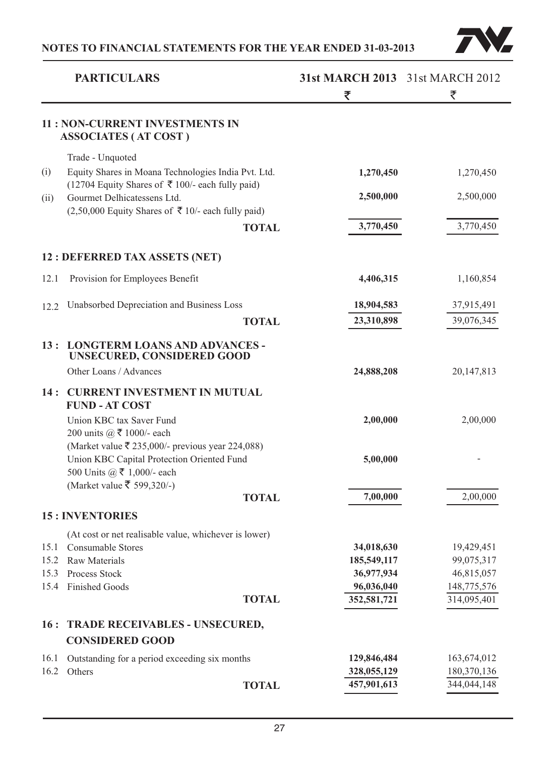## NOTES TO FINANCIAL STATEMENTS FOR THE YEAR ENDED 31-03-2013

| | PARTICULARS | 31st MARCH 2013 ₹ | 31st MARCH 2012 ₹ |
|---|---|---|---|
| | **11 : NON-CURRENT INVESTMENTS IN ASSOCIATES ( AT COST )** | | |
| | Trade - Unquoted | | |
| (i) | Equity Shares in Moana Technologies India Pvt. Ltd. (12704 Equity Shares of ₹ 100/- each fully paid) | **1,270,450** | 1,270,450 |
| (ii) | Gourmet Delhicatessens Ltd. (2,50,000 Equity Shares of ₹ 10/- each fully paid) | **2,500,000** | 2,500,000 |
| | **TOTAL** | **3,770,450** | 3,770,450 |
| | **12 : DEFERRED TAX ASSETS (NET)** | | |
| 12.1 | Provision for Employees Benefit | **4,406,315** | 1,160,854 |
| 12.2 | Unabsorbed Depreciation and Business Loss | **18,904,583** | 37,915,491 |
| | **TOTAL** | **23,310,898** | 39,076,345 |
| | **13 : LONGTERM LOANS AND ADVANCES - UNSECURED, CONSIDERED GOOD** | | |
| | Other Loans / Advances | **24,888,208** | 20,147,813 |
| | **14 : CURRENT INVESTMENT IN MUTUAL FUND - AT COST** | | |
| | Union KBC tax Saver Fund 200 units @ ₹ 1000/- each (Market value ₹ 235,000/- previous year 224,088) | **2,00,000** | 2,00,000 |
| | Union KBC Capital Protection Oriented Fund 500 Units @ ₹ 1,000/- each (Market value ₹ 599,320/-) | **5,00,000** | - |
| | **TOTAL** | **7,00,000** | 2,00,000 |
| | **15 : INVENTORIES** | | |
| | (At cost or net realisable value, whichever is lower) | | |
| 15.1 | Consumable Stores | **34,018,630** | 19,429,451 |
| 15.2 | Raw Materials | **185,549,117** | 99,075,317 |
| 15.3 | Process Stock | **36,977,934** | 46,815,057 |
| 15.4 | Finished Goods | **96,036,040** | 148,775,576 |
| | **TOTAL** | **352,581,721** | 314,095,401 |
| | **16 : TRADE RECEIVABLES - UNSECURED, CONSIDERED GOOD** | | |
| 16.1 | Outstanding for a period exceeding six months | **129,846,484** | 163,674,012 |
| 16.2 | Others | **328,055,129** | 180,370,136 |
| | **TOTAL** | **457,901,613** | 344,044,148 |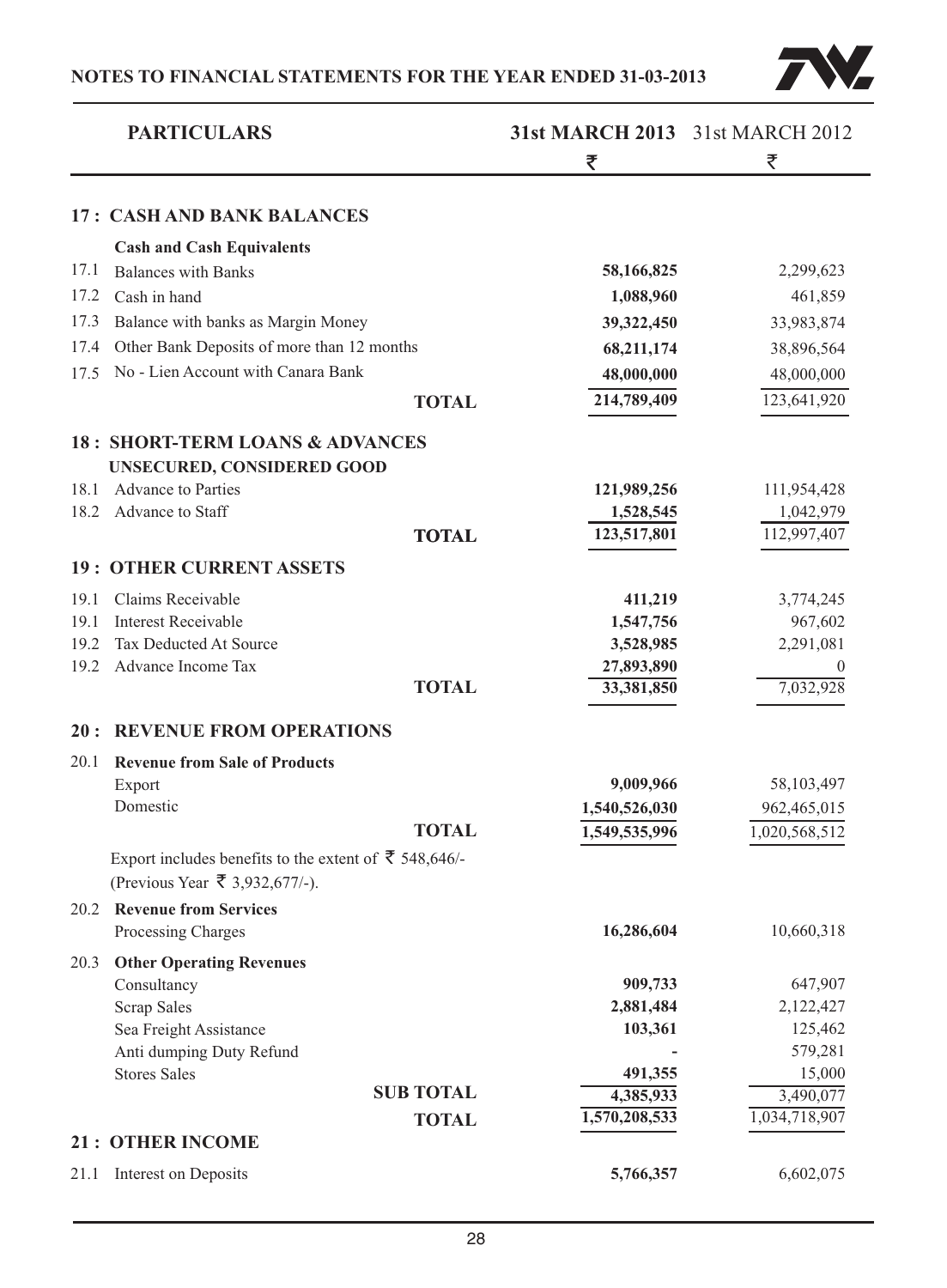# NOTES TO FINANCIAL STATEMENTS FOR THE YEAR ENDED 31-03-2013

| | PARTICULARS | 31st MARCH 2013 ₹ | 31st MARCH 2012 ₹ |
|---|---|---|---|
| **17 :** | **CASH AND BANK BALANCES** | | |
| | **Cash and Cash Equivalents** | | |
| 17.1 | Balances with Banks | **58,166,825** | 2,299,623 |
| 17.2 | Cash in hand | **1,088,960** | 461,859 |
| 17.3 | Balance with banks as Margin Money | **39,322,450** | 33,983,874 |
| 17.4 | Other Bank Deposits of more than 12 months | **68,211,174** | 38,896,564 |
| 17.5 | No - Lien Account with Canara Bank | **48,000,000** | 48,000,000 |
| | **TOTAL** | **214,789,409** | 123,641,920 |
| **18 :** | **SHORT-TERM LOANS & ADVANCES** | | |
| | **UNSECURED, CONSIDERED GOOD** | | |
| 18.1 | Advance to Parties | **121,989,256** | 111,954,428 |
| 18.2 | Advance to Staff | **1,528,545** | 1,042,979 |
| | **TOTAL** | **123,517,801** | 112,997,407 |
| **19 :** | **OTHER CURRENT ASSETS** | | |
| 19.1 | Claims Receivable | **411,219** | 3,774,245 |
| 19.1 | Interest Receivable | **1,547,756** | 967,602 |
| 19.2 | Tax Deducted At Source | **3,528,985** | 2,291,081 |
| 19.2 | Advance Income Tax | **27,893,890** | 0 |
| | **TOTAL** | **33,381,850** | 7,032,928 |
| **20 :** | **REVENUE FROM OPERATIONS** | | |
| 20.1 | **Revenue from Sale of Products** | | |
| | Export | **9,009,966** | 58,103,497 |
| | Domestic | **1,540,526,030** | 962,465,015 |
| | **TOTAL** | **1,549,535,996** | 1,020,568,512 |
| | Export includes benefits to the extent of ₹ 548,646/- (Previous Year ₹ 3,932,677/-). | | |
| 20.2 | **Revenue from Services** | | |
| | Processing Charges | **16,286,604** | 10,660,318 |
| 20.3 | **Other Operating Revenues** | | |
| | Consultancy | **909,733** | 647,907 |
| | Scrap Sales | **2,881,484** | 2,122,427 |
| | Sea Freight Assistance | **103,361** | 125,462 |
| | Anti dumping Duty Refund | **-** | 579,281 |
| | Stores Sales | **491,355** | 15,000 |
| | **SUB TOTAL** | **4,385,933** | 3,490,077 |
| | **TOTAL** | **1,570,208,533** | 1,034,718,907 |
| **21 :** | **OTHER INCOME** | | |
| 21.1 | Interest on Deposits | **5,766,357** | 6,602,075 |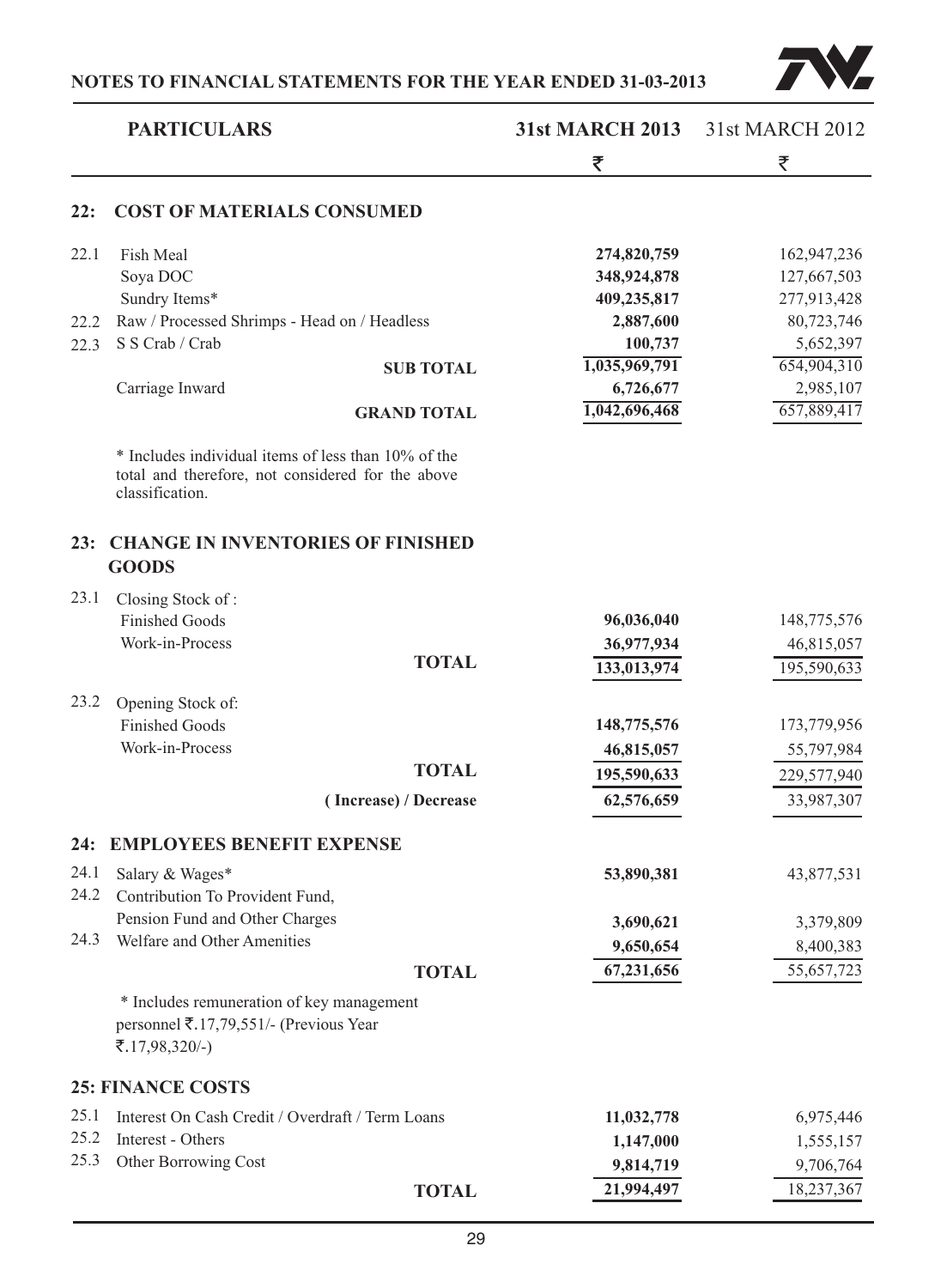## NOTES TO FINANCIAL STATEMENTS FOR THE YEAR ENDED 31-03-2013

| | PARTICULARS | 31st MARCH 2013 | 31st MARCH 2012 |
|---|---|---|---|
| | | ₹ | ₹ |
| **22:** | **COST OF MATERIALS CONSUMED** | | |
| 22.1 | Fish Meal | **274,820,759** | 162,947,236 |
| | Soya DOC | **348,924,878** | 127,667,503 |
| | Sundry Items* | **409,235,817** | 277,913,428 |
| 22.2 | Raw / Processed Shrimps - Head on / Headless | **2,887,600** | 80,723,746 |
| 22.3 | S S Crab / Crab | **100,737** | 5,652,397 |
| | **SUB TOTAL** | **1,035,969,791** | 654,904,310 |
| | Carriage Inward | **6,726,677** | 2,985,107 |
| | **GRAND TOTAL** | **1,042,696,468** | 657,889,417 |
| | * Includes individual items of less than 10% of the total and therefore, not considered for the above classification. | | |
| **23:** | **CHANGE IN INVENTORIES OF FINISHED GOODS** | | |
| 23.1 | Closing Stock of : | | |
| | Finished Goods | **96,036,040** | 148,775,576 |
| | Work-in-Process | **36,977,934** | 46,815,057 |
| | **TOTAL** | **133,013,974** | 195,590,633 |
| 23.2 | Opening Stock of: | | |
| | Finished Goods | **148,775,576** | 173,779,956 |
| | Work-in-Process | **46,815,057** | 55,797,984 |
| | **TOTAL** | **195,590,633** | 229,577,940 |
| | **( Increase) / Decrease** | **62,576,659** | 33,987,307 |
| **24:** | **EMPLOYEES BENEFIT EXPENSE** | | |
| 24.1 | Salary & Wages* | **53,890,381** | 43,877,531 |
| 24.2 | Contribution To Provident Fund, Pension Fund and Other Charges | **3,690,621** | 3,379,809 |
| 24.3 | Welfare and Other Amenities | **9,650,654** | 8,400,383 |
| | **TOTAL** | **67,231,656** | 55,657,723 |
| | * Includes remuneration of key management personnel ₹.17,79,551/- (Previous Year ₹.17,98,320/-) | | |
| **25:** | **FINANCE COSTS** | | |
| 25.1 | Interest On Cash Credit / Overdraft / Term Loans | **11,032,778** | 6,975,446 |
| 25.2 | Interest - Others | **1,147,000** | 1,555,157 |
| 25.3 | Other Borrowing Cost | **9,814,719** | 9,706,764 |
| | **TOTAL** | **21,994,497** | 18,237,367 |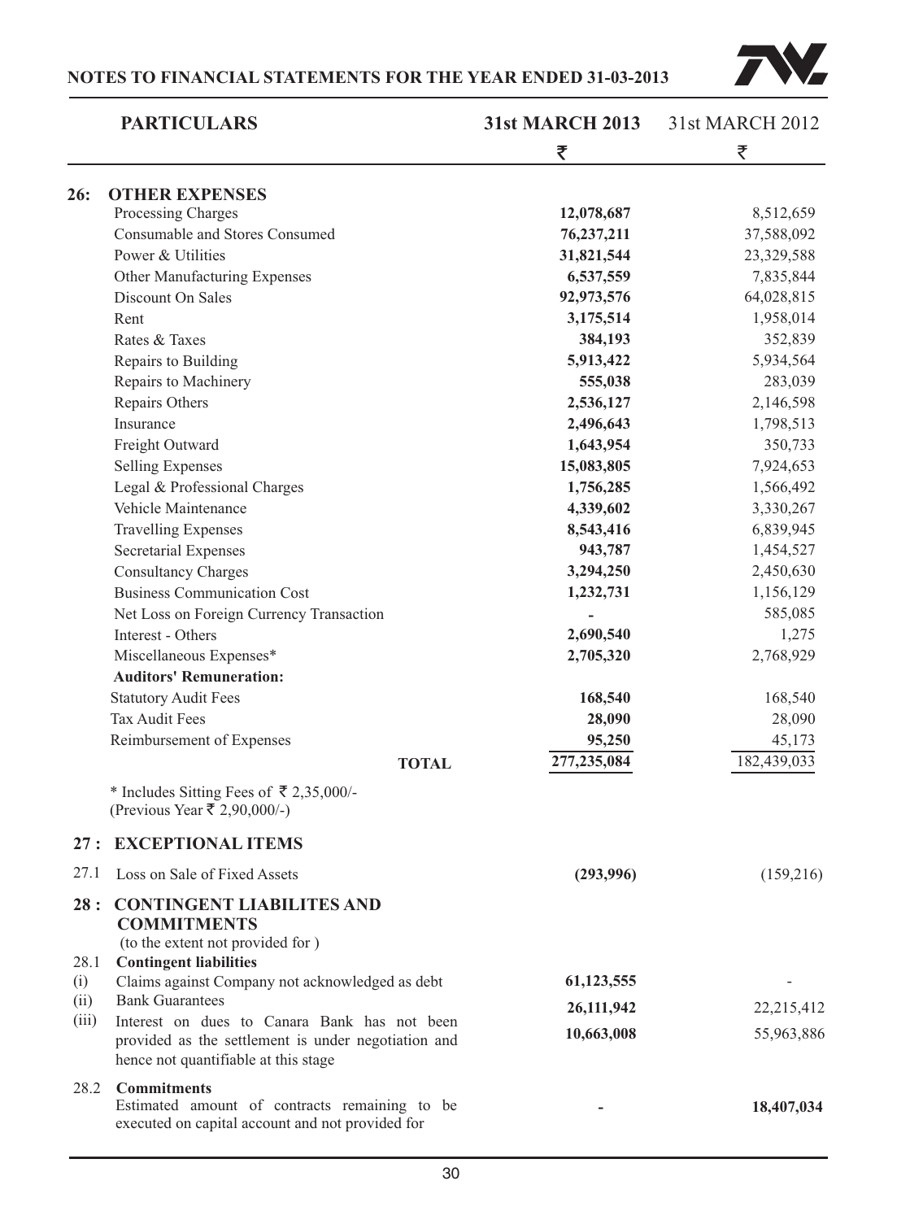# NOTES TO FINANCIAL STATEMENTS FOR THE YEAR ENDED 31-03-2013

| | PARTICULARS | 31st MARCH 2013 ₹ | 31st MARCH 2012 ₹ |
|---|---|---|---|
| **26:** | **OTHER EXPENSES** | | |
| | Processing Charges | **12,078,687** | 8,512,659 |
| | Consumable and Stores Consumed | **76,237,211** | 37,588,092 |
| | Power & Utilities | **31,821,544** | 23,329,588 |
| | Other Manufacturing Expenses | **6,537,559** | 7,835,844 |
| | Discount On Sales | **92,973,576** | 64,028,815 |
| | Rent | **3,175,514** | 1,958,014 |
| | Rates & Taxes | **384,193** | 352,839 |
| | Repairs to Building | **5,913,422** | 5,934,564 |
| | Repairs to Machinery | **555,038** | 283,039 |
| | Repairs Others | **2,536,127** | 2,146,598 |
| | Insurance | **2,496,643** | 1,798,513 |
| | Freight Outward | **1,643,954** | 350,733 |
| | Selling Expenses | **15,083,805** | 7,924,653 |
| | Legal & Professional Charges | **1,756,285** | 1,566,492 |
| | Vehicle Maintenance | **4,339,602** | 3,330,267 |
| | Travelling Expenses | **8,543,416** | 6,839,945 |
| | Secretarial Expenses | **943,787** | 1,454,527 |
| | Consultancy Charges | **3,294,250** | 2,450,630 |
| | Business Communication Cost | **1,232,731** | 1,156,129 |
| | Net Loss on Foreign Currency Transaction | **-** | 585,085 |
| | Interest - Others | **2,690,540** | 1,275 |
| | Miscellaneous Expenses* | **2,705,320** | 2,768,929 |
| | **Auditors' Remuneration:** | | |
| | Statutory Audit Fees | **168,540** | 168,540 |
| | Tax Audit Fees | **28,090** | 28,090 |
| | Reimbursement of Expenses | **95,250** | 45,173 |
| | **TOTAL** | **277,235,084** | 182,439,033 |

\* Includes Sitting Fees of ₹ 2,35,000/- (Previous Year ₹ 2,90,000/-)

| | | 31st MARCH 2013 ₹ | 31st MARCH 2012 ₹ |
|---|---|---|---|
| **27 :** | **EXCEPTIONAL ITEMS** | | |
| 27.1 | Loss on Sale of Fixed Assets | **(293,996)** | (159,216) |
| **28 :** | **CONTINGENT LIABILITES AND COMMITMENTS** (to the extent not provided for ) | | |
| 28.1 | **Contingent liabilities** | | |
| (i) | Claims against Company not acknowledged as debt | **61,123,555** | - |
| (ii) | Bank Guarantees | **26,111,942** | 22,215,412 |
| (iii) | Interest on dues to Canara Bank has not been provided as the settlement is under negotiation and hence not quantifiable at this stage | **10,663,008** | 55,963,886 |
| 28.2 | **Commitments** Estimated amount of contracts remaining to be executed on capital account and not provided for | **-** | **18,407,034** |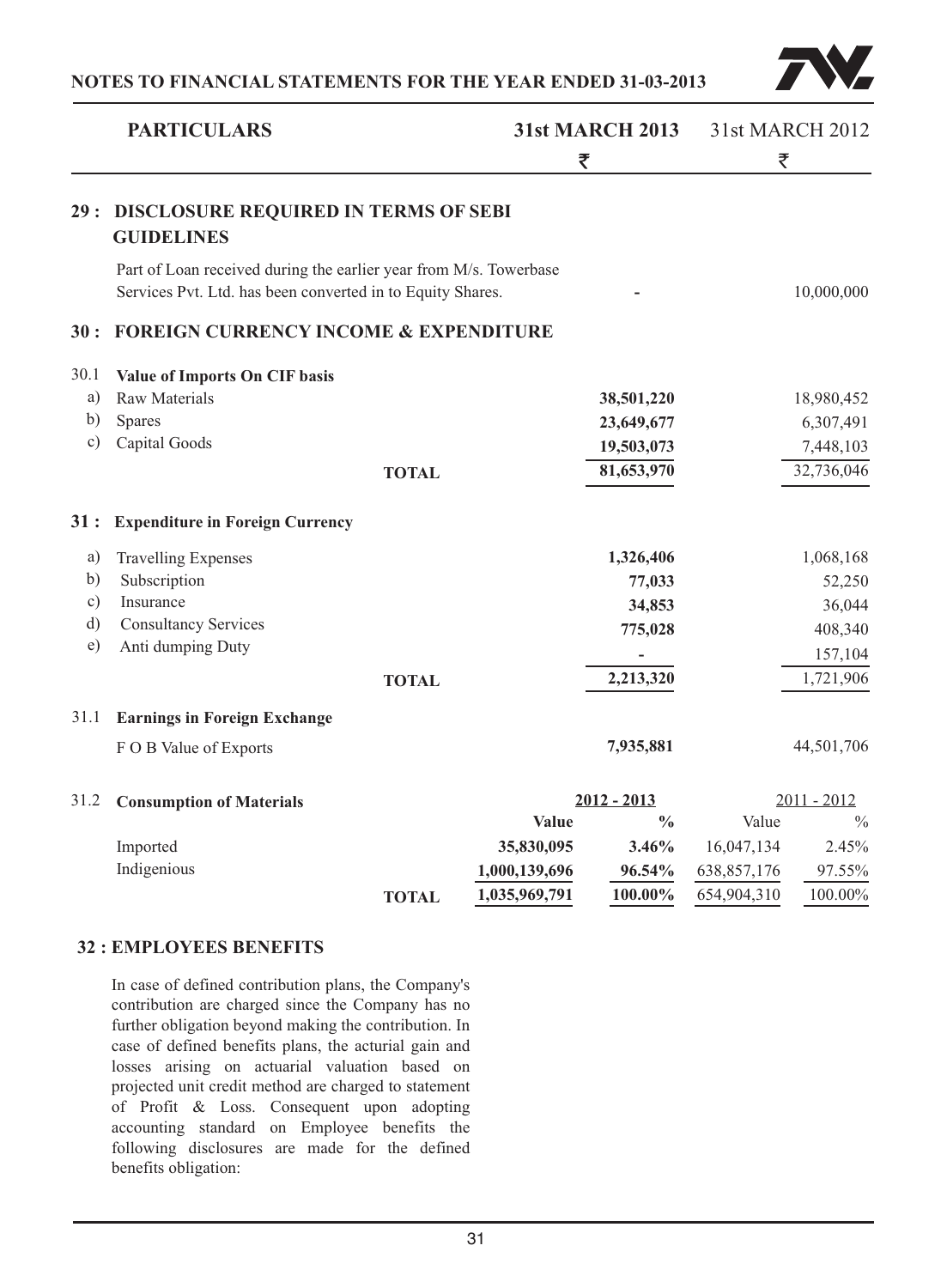| PARTICULARS | 31st MARCH 2013 ₹ | 31st MARCH 2012 ₹ |
|---|---|---|

## 29 : DISCLOSURE REQUIRED IN TERMS OF SEBI GUIDELINES

| | 31st MARCH 2013 ₹ | 31st MARCH 2012 ₹ |
|---|---|---|
| Part of Loan received during the earlier year from M/s. Towerbase Services Pvt. Ltd. has been converted in to Equity Shares. | - | 10,000,000 |

## 30 : FOREIGN CURRENCY INCOME & EXPENDITURE

**30.1 Value of Imports On CIF basis**

| | | 31st MARCH 2013 ₹ | 31st MARCH 2012 ₹ |
|---|---|---|---|
| a) | Raw Materials | **38,501,220** | 18,980,452 |
| b) | Spares | **23,649,677** | 6,307,491 |
| c) | Capital Goods | **19,503,073** | 7,448,103 |
| | **TOTAL** | **81,653,970** | 32,736,046 |

## 31 : Expenditure in Foreign Currency

| | | 31st MARCH 2013 ₹ | 31st MARCH 2012 ₹ |
|---|---|---|---|
| a) | Travelling Expenses | **1,326,406** | 1,068,168 |
| b) | Subscription | **77,033** | 52,250 |
| c) | Insurance | **34,853** | 36,044 |
| d) | Consultancy Services | **775,028** | 408,340 |
| e) | Anti dumping Duty | **-** | 157,104 |
| | **TOTAL** | **2,213,320** | 1,721,906 |

**31.1 Earnings in Foreign Exchange**

| | 31st MARCH 2013 ₹ | 31st MARCH 2012 ₹ |
|---|---|---|
| F O B Value of Exports | **7,935,881** | 44,501,706 |

**31.2 Consumption of Materials**

| | 2012 - 2013 Value | 2012 - 2013 % | 2011 - 2012 Value | 2011 - 2012 % |
|---|---|---|---|---|
| Imported | **35,830,095** | **3.46%** | 16,047,134 | 2.45% |
| Indigenious | **1,000,139,696** | **96.54%** | 638,857,176 | 97.55% |
| **TOTAL** | **1,035,969,791** | **100.00%** | 654,904,310 | 100.00% |

## 32 : EMPLOYEES BENEFITS

In case of defined contribution plans, the Company's contribution are charged since the Company has no further obligation beyond making the contribution. In case of defined benefits plans, the acturial gain and losses arising on actuarial valuation based on projected unit credit method are charged to statement of Profit & Loss. Consequent upon adopting accounting standard on Employee benefits the following disclosures are made for the defined benefits obligation: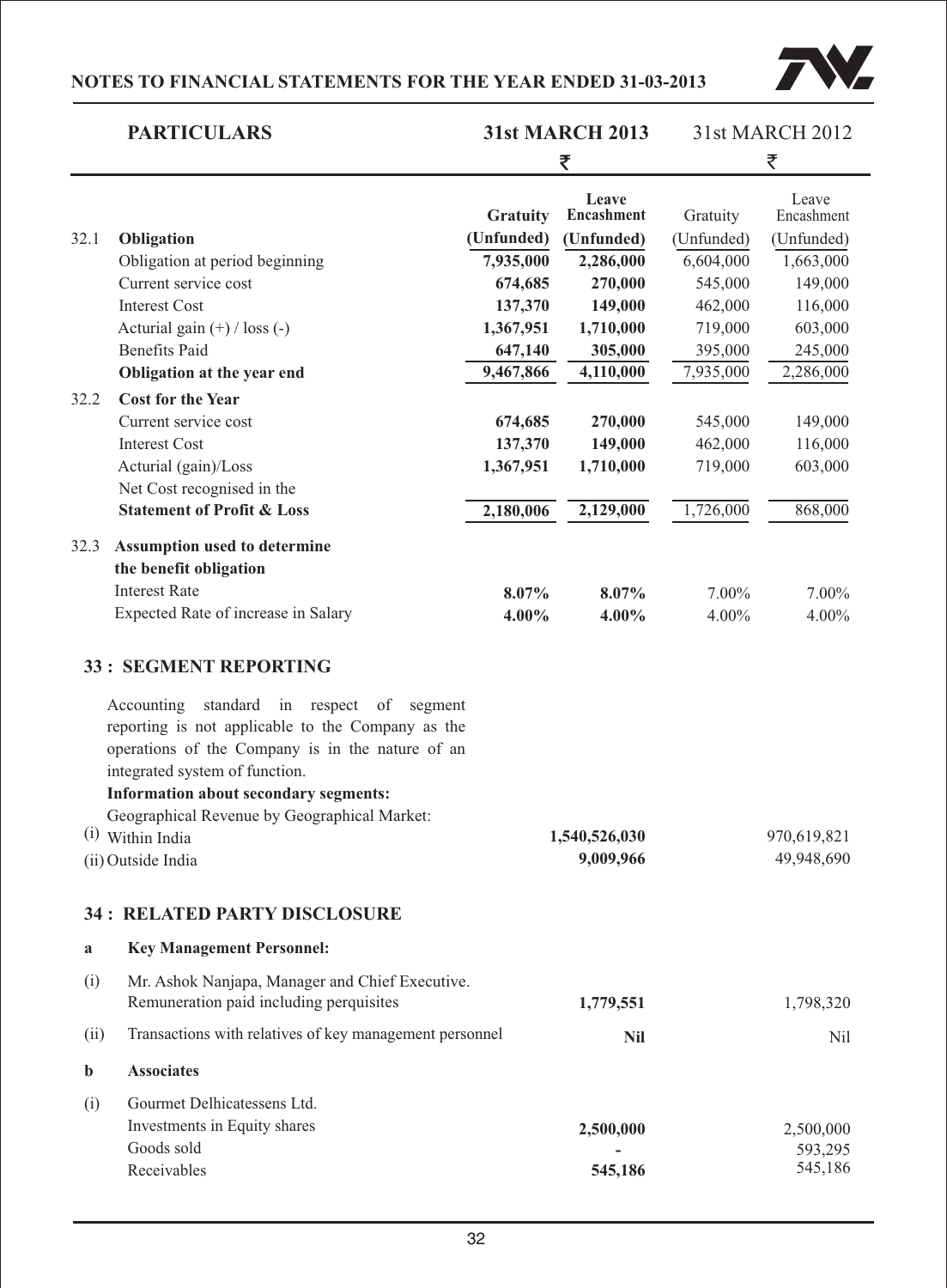| PARTICULARS | 31st MARCH 2013 | | 31st MARCH 2012 | |
|---|---|---|---|---|
| | ₹ | | ₹ | |
| | Gratuity | Leave Encashment | Gratuity | Leave Encashment |
| **32.1 Obligation** | **(Unfunded)** | **(Unfunded)** | (Unfunded) | (Unfunded) |
| Obligation at period beginning | **7,935,000** | **2,286,000** | 6,604,000 | 1,663,000 |
| Current service cost | **674,685** | **270,000** | 545,000 | 149,000 |
| Interest Cost | **137,370** | **149,000** | 462,000 | 116,000 |
| Acturial gain (+) / loss (-) | **1,367,951** | **1,710,000** | 719,000 | 603,000 |
| Benefits Paid | **647,140** | **305,000** | 395,000 | 245,000 |
| **Obligation at the year end** | **9,467,866** | **4,110,000** | 7,935,000 | 2,286,000 |
| **32.2 Cost for the Year** | | | | |
| Current service cost | **674,685** | **270,000** | 545,000 | 149,000 |
| Interest Cost | **137,370** | **149,000** | 462,000 | 116,000 |
| Acturial (gain)/Loss | **1,367,951** | **1,710,000** | 719,000 | 603,000 |
| Net Cost recognised in the **Statement of Profit & Loss** | **2,180,006** | **2,129,000** | 1,726,000 | 868,000 |
| **32.3 Assumption used to determine the benefit obligation** | | | | |
| Interest Rate | **8.07%** | **8.07%** | 7.00% | 7.00% |
| Expected Rate of increase in Salary | **4.00%** | **4.00%** | 4.00% | 4.00% |

## 33 : SEGMENT REPORTING

Accounting standard in respect of segment reporting is not applicable to the Company as the operations of the Company is in the nature of an integrated system of function.

**Information about secondary segments:**

Geographical Revenue by Geographical Market:

| | 31st MARCH 2013 | 31st MARCH 2012 |
|---|---|---|
| (i) Within India | **1,540,526,030** | 970,619,821 |
| (ii) Outside India | **9,009,966** | 49,948,690 |

## 34 : RELATED PARTY DISCLOSURE

| | | 31st MARCH 2013 | 31st MARCH 2012 |
|---|---|---|---|
| **a** | **Key Management Personnel:** | | |
| (i) | Mr. Ashok Nanjapa, Manager and Chief Executive. Remuneration paid including perquisites | **1,779,551** | 1,798,320 |
| (ii) | Transactions with relatives of key management personnel | **Nil** | Nil |
| **b** | **Associates** | | |
| (i) | Gourmet Delhicatessens Ltd. | | |
| | Investments in Equity shares | **2,500,000** | 2,500,000 |
| | Goods sold | **-** | 593,295 |
| | Receivables | **545,186** | 545,186 |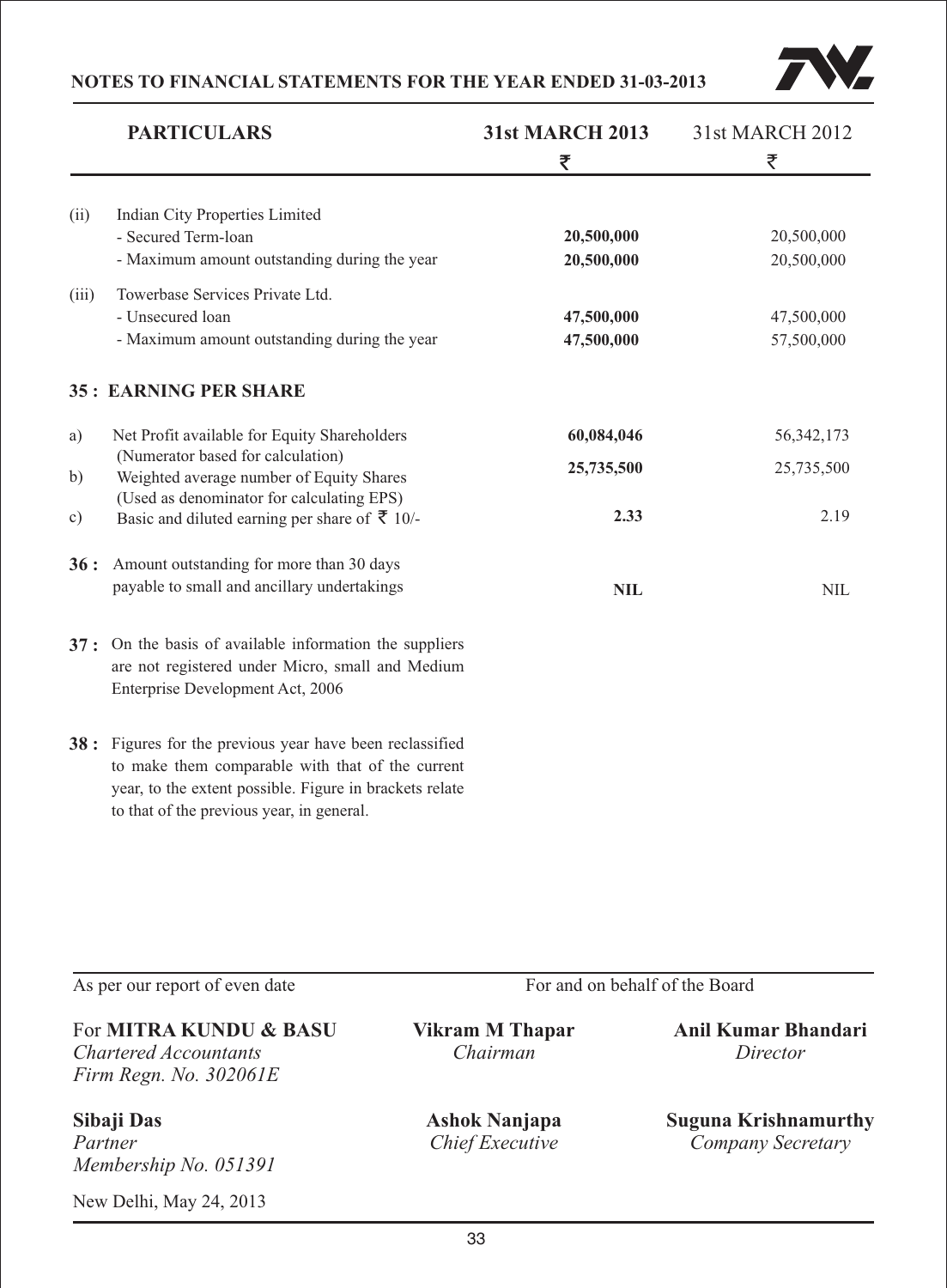NOTES TO FINANCIAL STATEMENTS FOR THE YEAR ENDED 31-03-2013

| | PARTICULARS | 31st MARCH 2013 ₹ | 31st MARCH 2012 ₹ |
|---|---|---|---|
| (ii) | Indian City Properties Limited | | |
| | - Secured Term-loan | **20,500,000** | 20,500,000 |
| | - Maximum amount outstanding during the year | **20,500,000** | 20,500,000 |
| (iii) | Towerbase Services Private Ltd. | | |
| | - Unsecured loan | **47,500,000** | 47,500,000 |
| | - Maximum amount outstanding during the year | **47,500,000** | 57,500,000 |

**35 : EARNING PER SHARE**

| | | 31st MARCH 2013 ₹ | 31st MARCH 2012 ₹ |
|---|---|---|---|
| a) | Net Profit available for Equity Shareholders (Numerator based for calculation) | **60,084,046** | 56,342,173 |
| b) | Weighted average number of Equity Shares (Used as denominator for calculating EPS) | **25,735,500** | 25,735,500 |
| c) | Basic and diluted earning per share of ₹ 10/- | **2.33** | 2.19 |

| | | 31st MARCH 2013 ₹ | 31st MARCH 2012 ₹ |
|---|---|---|---|
| **36 :** | Amount outstanding for more than 30 days payable to small and ancillary undertakings | **NIL** | NIL |

**37 :** On the basis of available information the suppliers are not registered under Micro, small and Medium Enterprise Development Act, 2006

**38 :** Figures for the previous year have been reclassified to make them comparable with that of the current year, to the extent possible. Figure in brackets relate to that of the previous year, in general.

As per our report of even date

For **MITRA KUNDU & BASU**
*Chartered Accountants*
*Firm Regn. No. 302061E*

**Sibaji Das**
*Partner*
*Membership No. 051391*

New Delhi, May 24, 2013

For and on behalf of the Board

**Vikram M Thapar**
*Chairman*

**Anil Kumar Bhandari**
*Director*

**Ashok Nanjapa**
*Chief Executive*

**Suguna Krishnamurthy**
*Company Secretary*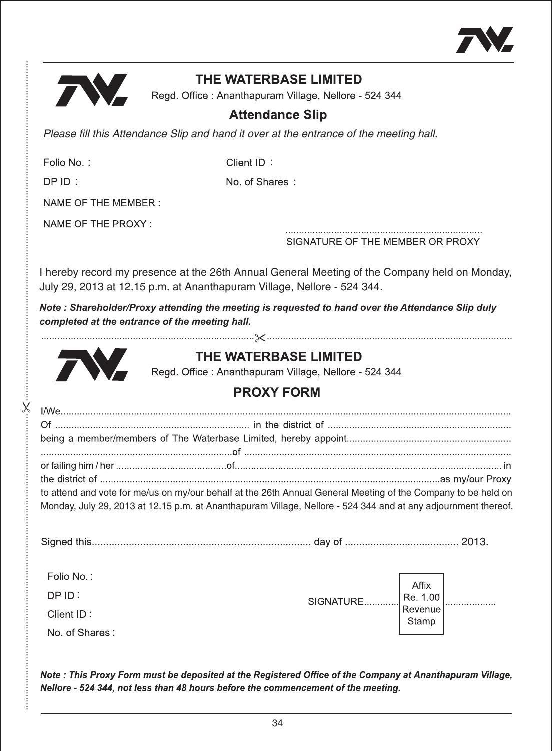# THE WATERBASE LIMITED

Regd. Office : Ananthapuram Village, Nellore - 524 344

## Attendance Slip

*Please fill this Attendance Slip and hand it over at the entrance of the meeting hall.*

Folio No. : 　　　　　　　　　　Client ID :

DP ID : 　　　　　　　　　　　　No. of Shares :

NAME OF THE MEMBER :

NAME OF THE PROXY :

........................................................................

SIGNATURE OF THE MEMBER OR PROXY

I hereby record my presence at the 26th Annual General Meeting of the Company held on Monday, July 29, 2013 at 12.15 p.m. at Ananthapuram Village, Nellore - 524 344.

***Note : Shareholder/Proxy attending the meeting is requested to hand over the Attendance Slip duly completed at the entrance of the meeting hall.***

---

# THE WATERBASE LIMITED

Regd. Office : Ananthapuram Village, Nellore - 524 344

## PROXY FORM

I/We.......................................................................................................................................................
Of ....................................................................... in the district of ...................................................................
being a member/members of The Waterbase Limited, hereby appoint............................................................
......................................................................of ..................................................................................................
or failing him / her .........................................of.................................................................................................. in the district of ............................................................................................................................as my/our Proxy to attend and vote for me/us on my/our behalf at the 26th Annual General Meeting of the Company to be held on Monday, July 29, 2013 at 12.15 p.m. at Ananthapuram Village, Nellore - 524 344 and at any adjournment thereof.

Signed this............................................................................ day of ........................................ 2013.

Folio No. :

DP ID :

Client ID :

No. of Shares :

SIGNATURE............. [Affix Re. 1.00 Revenue Stamp] ..................

***Note : This Proxy Form must be deposited at the Registered Office of the Company at Ananthapuram Village, Nellore - 524 344, not less than 48 hours before the commencement of the meeting.***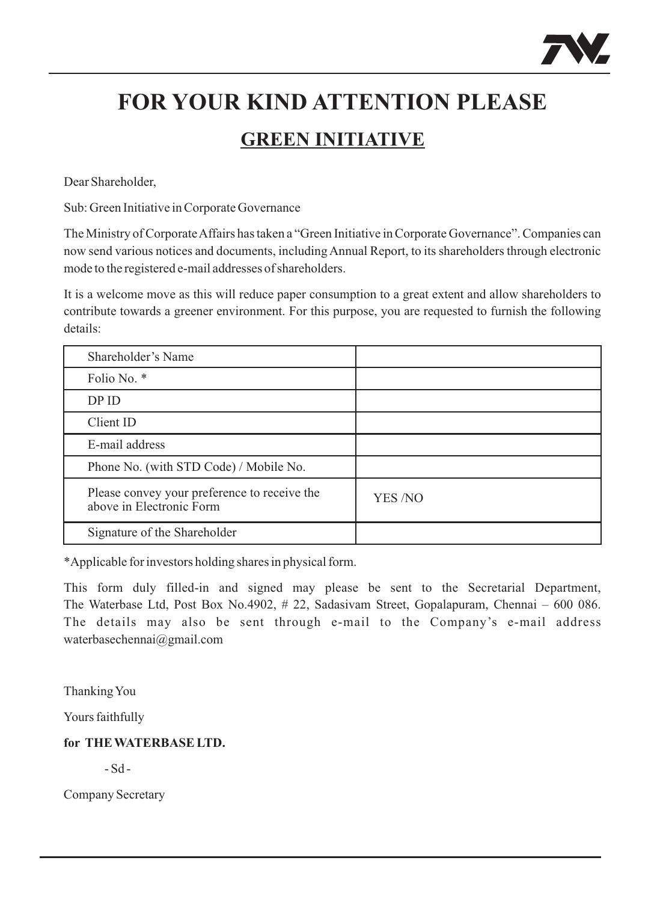# FOR YOUR KIND ATTENTION PLEASE

## GREEN INITIATIVE

Dear Shareholder,

Sub: Green Initiative in Corporate Governance

The Ministry of Corporate Affairs has taken a "Green Initiative in Corporate Governance". Companies can now send various notices and documents, including Annual Report, to its shareholders through electronic mode to the registered e-mail addresses of shareholders.

It is a welcome move as this will reduce paper consumption to a great extent and allow shareholders to contribute towards a greener environment. For this purpose, you are requested to furnish the following details:

| | |
|---|---|
| Shareholder's Name | |
| Folio No. * | |
| DP ID | |
| Client ID | |
| E-mail address | |
| Phone No. (with STD Code) / Mobile No. | |
| Please convey your preference to receive the above in Electronic Form | YES /NO |
| Signature of the Shareholder | |

*Applicable for investors holding shares in physical form.

This form duly filled-in and signed may please be sent to the Secretarial Department, The Waterbase Ltd, Post Box No.4902, # 22, Sadasivam Street, Gopalapuram, Chennai – 600 086. The details may also be sent through e-mail to the Company's e-mail address waterbasechennai@gmail.com

Thanking You

Yours faithfully

**for THE WATERBASE LTD.**

- Sd -

Company Secretary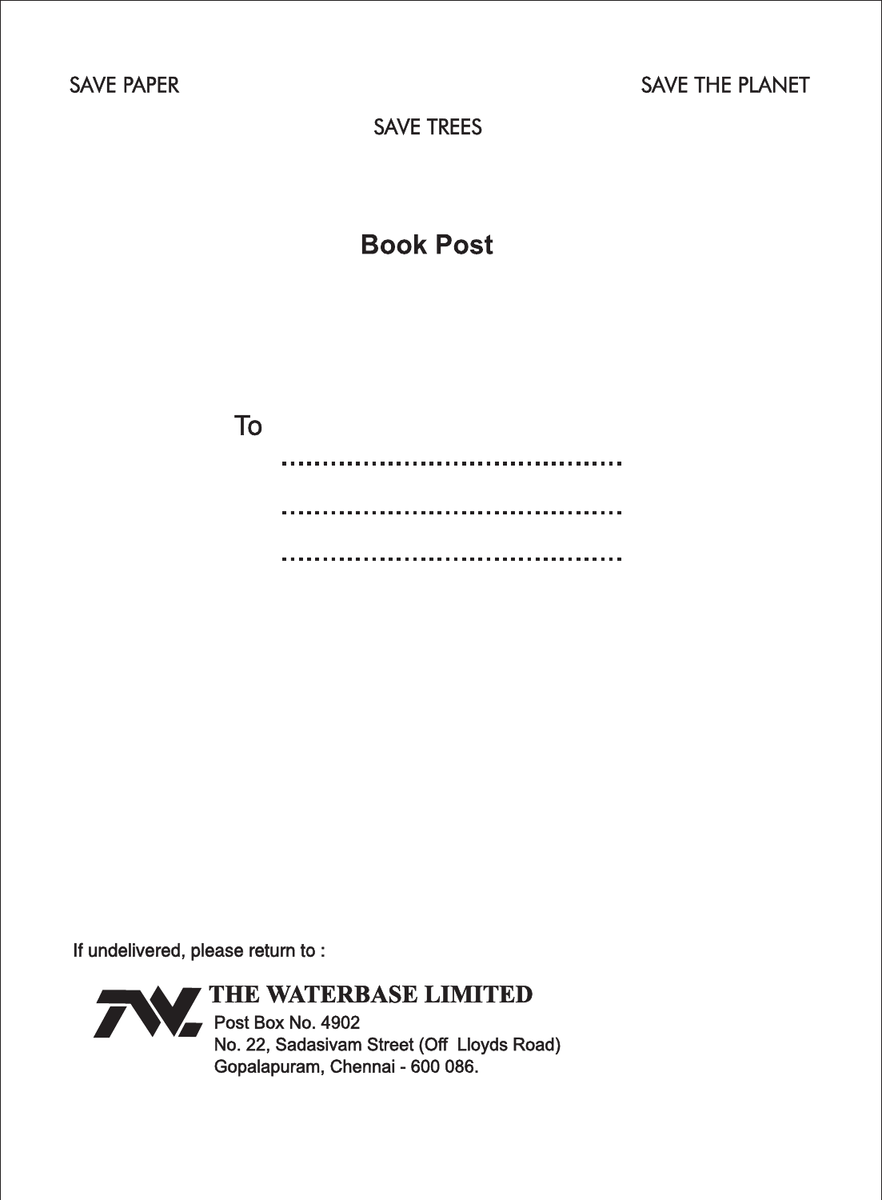SAVE PAPER

SAVE THE PLANET

SAVE TREES

**Book Post**

To

........................................

........................................

........................................

If undelivered, please return to :

**THE WATERBASE LIMITED**

Post Box No. 4902

No. 22, Sadasivam Street (Off Lloyds Road)

Gopalapuram, Chennai - 600 086.